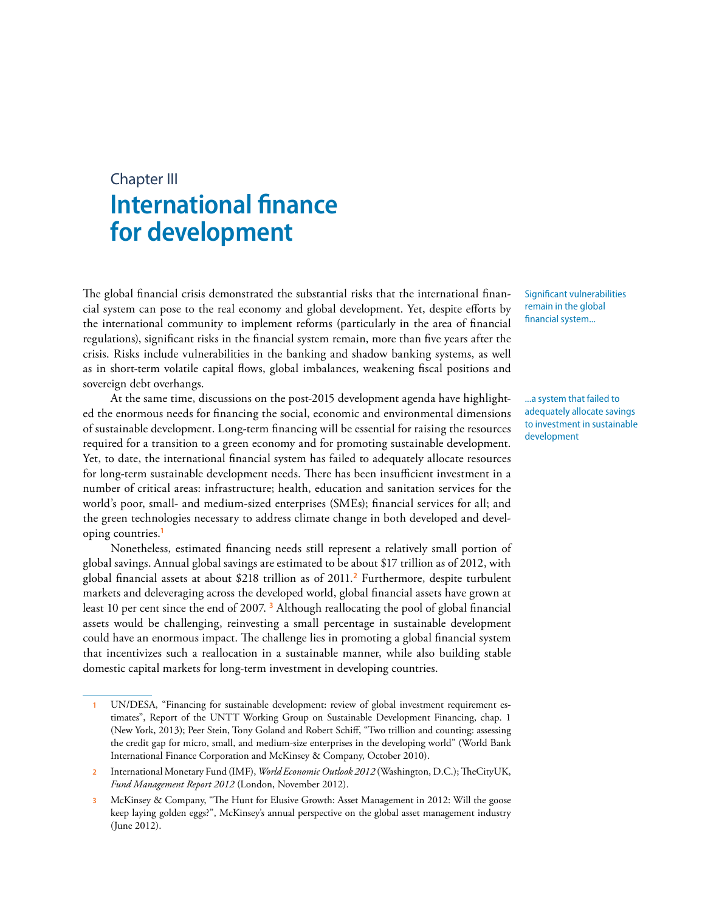# Chapter III

# International finance for development

Significant vulnerabilities remain in the global financial system...

The global financial crisis demonstrated the substantial risks that the international financial system can pose to the real economy and global development. Yet, despite efforts by the international community to implement reforms (particularly in the area of financial regulations), significant risks in the financial system remain, more than five years after the crisis. Risks include vulnerabilities in the banking and shadow banking systems, as well as in short-term volatile capital flows, global imbalances, weakening fiscal positions and sovereign debt overhangs.

...a system that failed to adequately allocate savings to investment in sustainable development

At the same time, discussions on the post-2015 development agenda have highlighted the enormous needs for financing the social, economic and environmental dimensions of sustainable development. Long-term financing will be essential for raising the resources required for a transition to a green economy and for promoting sustainable development. Yet, to date, the international financial system has failed to adequately allocate resources for long-term sustainable development needs. There has been insufficient investment in a number of critical areas: infrastructure; health, education and sanitation services for the world's poor, small- and medium-sized enterprises (SMEs); financial services for all; and the green technologies necessary to address climate change in both developed and developing countries.[1]

Nonetheless, estimated financing needs still represent a relatively small portion of global savings. Annual global savings are estimated to be about $17 trillion as of 2012, with global financial assets at about $218 trillion as of 2011.[2] Furthermore, despite turbulent markets and deleveraging across the developed world, global financial assets have grown at least 10 per cent since the end of 2007.[3] Although reallocating the pool of global financial assets would be challenging, reinvesting a small percentage in sustainable development could have an enormous impact. The challenge lies in promoting a global financial system that incentivizes such a reallocation in a sustainable manner, while also building stable domestic capital markets for long-term investment in developing countries.

---

1 UN/DESA, "Financing for sustainable development: review of global investment requirement estimates", Report of the UNTT Working Group on Sustainable Development Financing, chap. 1 (New York, 2013); Peer Stein, Tony Goland and Robert Schiff, "Two trillion and counting: assessing the credit gap for micro, small, and medium-size enterprises in the developing world" (World Bank International Finance Corporation and McKinsey & Company, October 2010).

2 International Monetary Fund (IMF), *World Economic Outlook 2012* (Washington, D.C.); TheCityUK, *Fund Management Report 2012* (London, November 2012).

3 McKinsey & Company, "The Hunt for Elusive Growth: Asset Management in 2012: Will the goose keep laying golden eggs?", McKinsey's annual perspective on the global asset management industry (June 2012).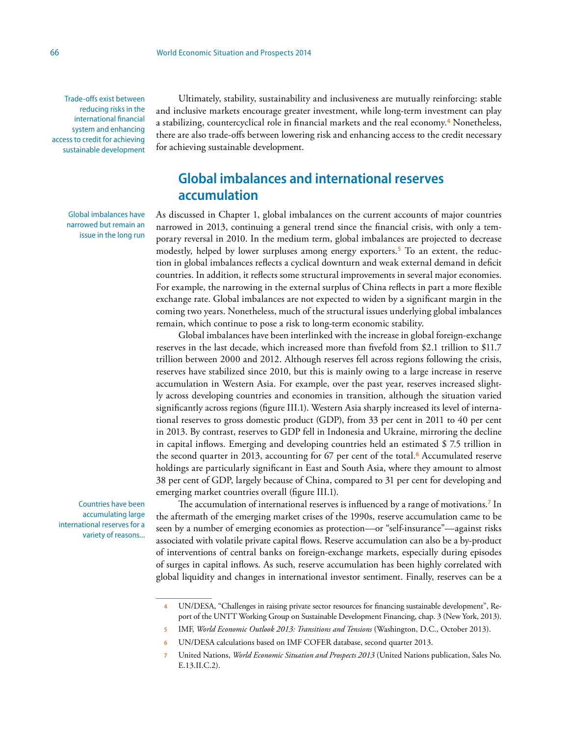Trade-offs exist between reducing risks in the international financial system and enhancing access to credit for achieving sustainable development

Ultimately, stability, sustainability and inclusiveness are mutually reinforcing: stable and inclusive markets encourage greater investment, while long-term investment can play a stabilizing, countercyclical role in financial markets and the real economy.[4] Nonetheless, there are also trade-offs between lowering risk and enhancing access to the credit necessary for achieving sustainable development.

## Global imbalances and international reserves accumulation

Global imbalances have narrowed but remain an issue in the long run

As discussed in Chapter 1, global imbalances on the current accounts of major countries narrowed in 2013, continuing a general trend since the financial crisis, with only a temporary reversal in 2010. In the medium term, global imbalances are projected to decrease modestly, helped by lower surpluses among energy exporters.[5] To an extent, the reduction in global imbalances reflects a cyclical downturn and weak external demand in deficit countries. In addition, it reflects some structural improvements in several major economies. For example, the narrowing in the external surplus of China reflects in part a more flexible exchange rate. Global imbalances are not expected to widen by a significant margin in the coming two years. Nonetheless, much of the structural issues underlying global imbalances remain, which continue to pose a risk to long-term economic stability.

Global imbalances have been interlinked with the increase in global foreign-exchange reserves in the last decade, which increased more than fivefold from $2.1 trillion to $11.7 trillion between 2000 and 2012. Although reserves fell across regions following the crisis, reserves have stabilized since 2010, but this is mainly owing to a large increase in reserve accumulation in Western Asia. For example, over the past year, reserves increased slightly across developing countries and economies in transition, although the situation varied significantly across regions (figure III.1). Western Asia sharply increased its level of international reserves to gross domestic product (GDP), from 33 per cent in 2011 to 40 per cent in 2013. By contrast, reserves to GDP fell in Indonesia and Ukraine, mirroring the decline in capital inflows. Emerging and developing countries held an estimated $ 7.5 trillion in the second quarter in 2013, accounting for 67 per cent of the total.[6] Accumulated reserve holdings are particularly significant in East and South Asia, where they amount to almost 38 per cent of GDP, largely because of China, compared to 31 per cent for developing and emerging market countries overall (figure III.1).

Countries have been accumulating large international reserves for a variety of reasons...

The accumulation of international reserves is influenced by a range of motivations.[7] In the aftermath of the emerging market crises of the 1990s, reserve accumulation came to be seen by a number of emerging economies as protection—or "self-insurance"—against risks associated with volatile private capital flows. Reserve accumulation can also be a by-product of interventions of central banks on foreign-exchange markets, especially during episodes of surges in capital inflows. As such, reserve accumulation has been highly correlated with global liquidity and changes in international investor sentiment. Finally, reserves can be a

---

[4] UN/DESA, "Challenges in raising private sector resources for financing sustainable development", Report of the UNTT Working Group on Sustainable Development Financing, chap. 3 (New York, 2013).

[5] IMF, *World Economic Outlook 2013: Transitions and Tensions* (Washington, D.C., October 2013).

[6] UN/DESA calculations based on IMF COFER database, second quarter 2013.

[7] United Nations, *World Economic Situation and Prospects 2013* (United Nations publication, Sales No. E.13.II.C.2).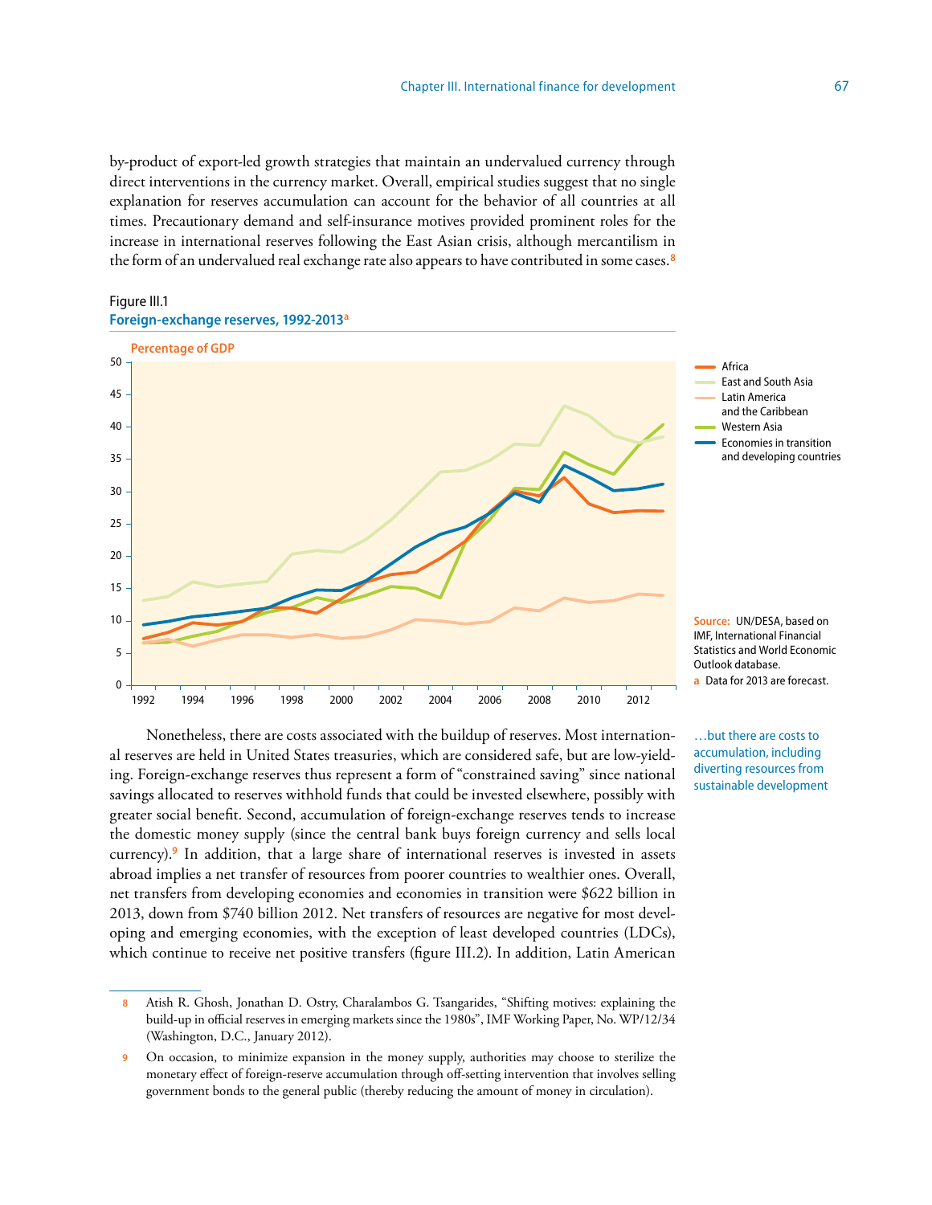by-product of export-led growth strategies that maintain an undervalued currency through direct interventions in the currency market. Overall, empirical studies suggest that no single explanation for reserves accumulation can account for the behavior of all countries at all times. Precautionary demand and self-insurance motives provided prominent roles for the increase in international reserves following the East Asian crisis, although mercantilism in the form of an undervalued real exchange rate also appears to have contributed in some cases.[8]

Figure III.1
**Foreign-exchange reserves, 1992-2013[a]**

Source: UN/DESA, based on IMF, International Financial Statistics and World Economic Outlook database.
a Data for 2013 are forecast.

…but there are costs to accumulation, including diverting resources from sustainable development

Nonetheless, there are costs associated with the buildup of reserves. Most international reserves are held in United States treasuries, which are considered safe, but are low-yielding. Foreign-exchange reserves thus represent a form of "constrained saving" since national savings allocated to reserves withhold funds that could be invested elsewhere, possibly with greater social benefit. Second, accumulation of foreign-exchange reserves tends to increase the domestic money supply (since the central bank buys foreign currency and sells local currency).[9] In addition, that a large share of international reserves is invested in assets abroad implies a net transfer of resources from poorer countries to wealthier ones. Overall, net transfers from developing economies and economies in transition were $622 billion in 2013, down from $740 billion 2012. Net transfers of resources are negative for most developing and emerging economies, with the exception of least developed countries (LDCs), which continue to receive net positive transfers (figure III.2). In addition, Latin American

---

8 Atish R. Ghosh, Jonathan D. Ostry, Charalambos G. Tsangarides, "Shifting motives: explaining the build-up in official reserves in emerging markets since the 1980s", IMF Working Paper, No. WP/12/34 (Washington, D.C., January 2012).

9 On occasion, to minimize expansion in the money supply, authorities may choose to sterilize the monetary effect of foreign-reserve accumulation through off-setting intervention that involves selling government bonds to the general public (thereby reducing the amount of money in circulation).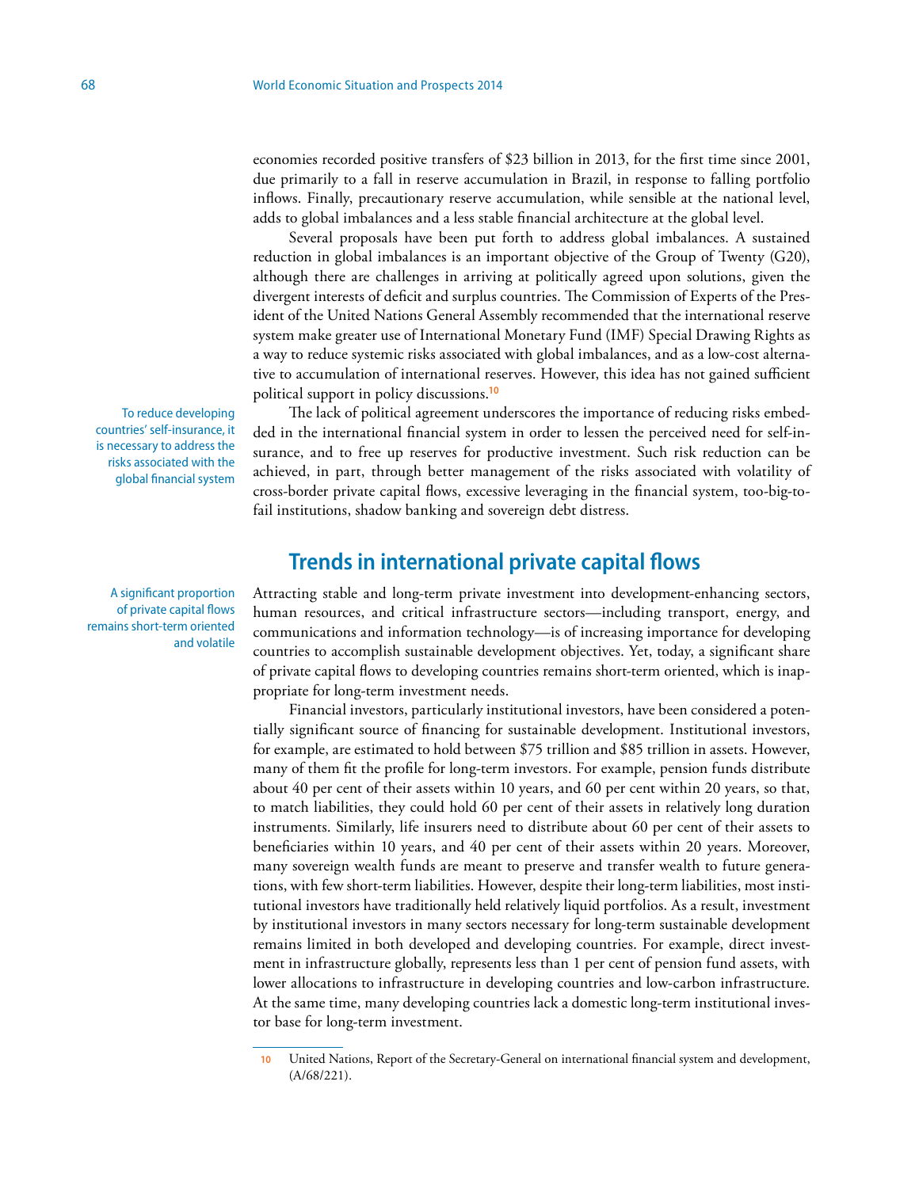economies recorded positive transfers of $23 billion in 2013, for the first time since 2001, due primarily to a fall in reserve accumulation in Brazil, in response to falling portfolio inflows. Finally, precautionary reserve accumulation, while sensible at the national level, adds to global imbalances and a less stable financial architecture at the global level.

Several proposals have been put forth to address global imbalances. A sustained reduction in global imbalances is an important objective of the Group of Twenty (G20), although there are challenges in arriving at politically agreed upon solutions, given the divergent interests of deficit and surplus countries. The Commission of Experts of the President of the United Nations General Assembly recommended that the international reserve system make greater use of International Monetary Fund (IMF) Special Drawing Rights as a way to reduce systemic risks associated with global imbalances, and as a low-cost alternative to accumulation of international reserves. However, this idea has not gained sufficient political support in policy discussions.[10]

To reduce developing countries' self-insurance, it is necessary to address the risks associated with the global financial system

The lack of political agreement underscores the importance of reducing risks embedded in the international financial system in order to lessen the perceived need for self-insurance, and to free up reserves for productive investment. Such risk reduction can be achieved, in part, through better management of the risks associated with volatility of cross-border private capital flows, excessive leveraging in the financial system, too-big-to-fail institutions, shadow banking and sovereign debt distress.

## Trends in international private capital flows

A significant proportion of private capital flows remains short-term oriented and volatile

Attracting stable and long-term private investment into development-enhancing sectors, human resources, and critical infrastructure sectors—including transport, energy, and communications and information technology—is of increasing importance for developing countries to accomplish sustainable development objectives. Yet, today, a significant share of private capital flows to developing countries remains short-term oriented, which is inappropriate for long-term investment needs.

Financial investors, particularly institutional investors, have been considered a potentially significant source of financing for sustainable development. Institutional investors, for example, are estimated to hold between $75 trillion and $85 trillion in assets. However, many of them fit the profile for long-term investors. For example, pension funds distribute about 40 per cent of their assets within 10 years, and 60 per cent within 20 years, so that, to match liabilities, they could hold 60 per cent of their assets in relatively long duration instruments. Similarly, life insurers need to distribute about 60 per cent of their assets to beneficiaries within 10 years, and 40 per cent of their assets within 20 years. Moreover, many sovereign wealth funds are meant to preserve and transfer wealth to future generations, with few short-term liabilities. However, despite their long-term liabilities, most institutional investors have traditionally held relatively liquid portfolios. As a result, investment by institutional investors in many sectors necessary for long-term sustainable development remains limited in both developed and developing countries. For example, direct investment in infrastructure globally, represents less than 1 per cent of pension fund assets, with lower allocations to infrastructure in developing countries and low-carbon infrastructure. At the same time, many developing countries lack a domestic long-term institutional investor base for long-term investment.

10 United Nations, Report of the Secretary-General on international financial system and development, (A/68/221).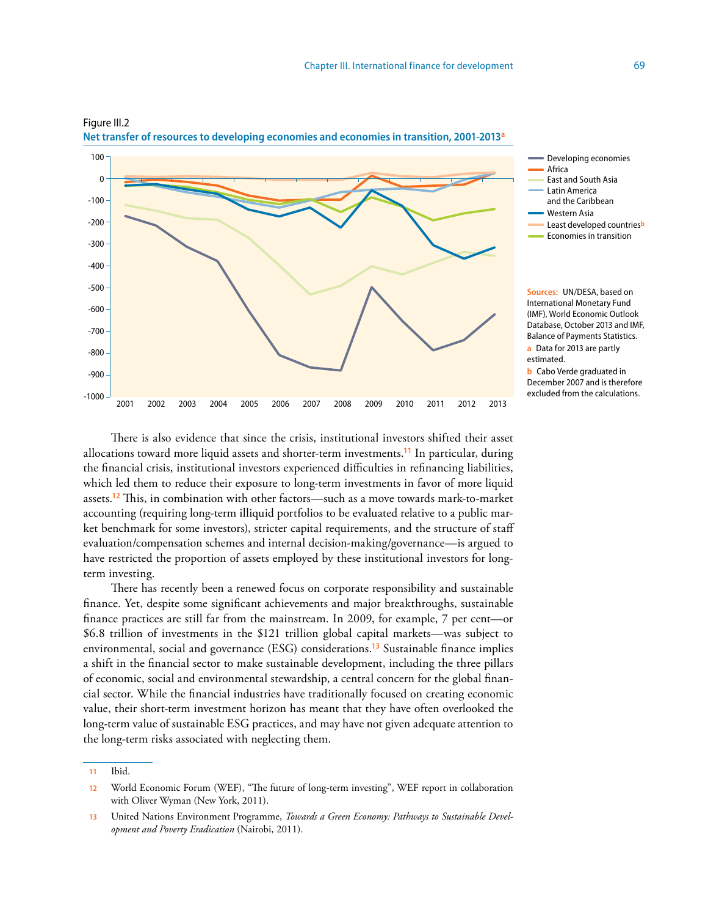Figure III.2

**Net transfer of resources to developing economies and economies in transition, 2001-2013**[a]

Sources: UN/DESA, based on International Monetary Fund (IMF), World Economic Outlook Database, October 2013 and IMF, Balance of Payments Statistics.

a Data for 2013 are partly estimated.

b Cabo Verde graduated in December 2007 and is therefore excluded from the calculations.

There is also evidence that since the crisis, institutional investors shifted their asset allocations toward more liquid assets and shorter-term investments.[11] In particular, during the financial crisis, institutional investors experienced difficulties in refinancing liabilities, which led them to reduce their exposure to long-term investments in favor of more liquid assets.[12] This, in combination with other factors—such as a move towards mark-to-market accounting (requiring long-term illiquid portfolios to be evaluated relative to a public market benchmark for some investors), stricter capital requirements, and the structure of staff evaluation/compensation schemes and internal decision-making/governance—is argued to have restricted the proportion of assets employed by these institutional investors for long-term investing.

There has recently been a renewed focus on corporate responsibility and sustainable finance. Yet, despite some significant achievements and major breakthroughs, sustainable finance practices are still far from the mainstream. In 2009, for example, 7 per cent—or $6.8 trillion of investments in the $121 trillion global capital markets—was subject to environmental, social and governance (ESG) considerations.[13] Sustainable finance implies a shift in the financial sector to make sustainable development, including the three pillars of economic, social and environmental stewardship, a central concern for the global financial sector. While the financial industries have traditionally focused on creating economic value, their short-term investment horizon has meant that they have often overlooked the long-term value of sustainable ESG practices, and may have not given adequate attention to the long-term risks associated with neglecting them.

---

11 Ibid.

12 World Economic Forum (WEF), "The future of long-term investing", WEF report in collaboration with Oliver Wyman (New York, 2011).

13 United Nations Environment Programme, *Towards a Green Economy: Pathways to Sustainable Development and Poverty Eradication* (Nairobi, 2011).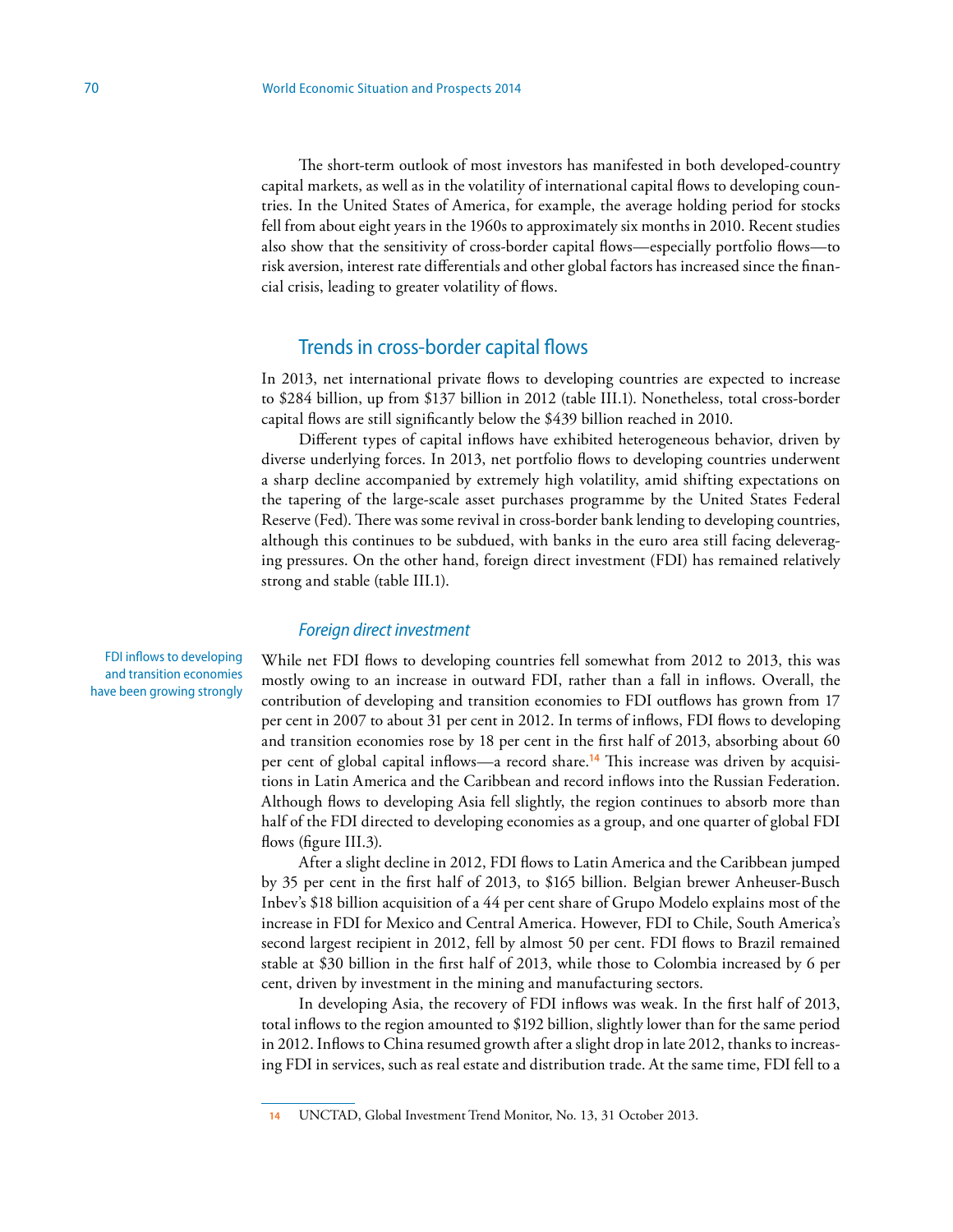The short-term outlook of most investors has manifested in both developed-country capital markets, as well as in the volatility of international capital flows to developing countries. In the United States of America, for example, the average holding period for stocks fell from about eight years in the 1960s to approximately six months in 2010. Recent studies also show that the sensitivity of cross-border capital flows—especially portfolio flows—to risk aversion, interest rate differentials and other global factors has increased since the financial crisis, leading to greater volatility of flows.

## Trends in cross-border capital flows

In 2013, net international private flows to developing countries are expected to increase to $284 billion, up from $137 billion in 2012 (table III.1). Nonetheless, total cross-border capital flows are still significantly below the $439 billion reached in 2010.

Different types of capital inflows have exhibited heterogeneous behavior, driven by diverse underlying forces. In 2013, net portfolio flows to developing countries underwent a sharp decline accompanied by extremely high volatility, amid shifting expectations on the tapering of the large-scale asset purchases programme by the United States Federal Reserve (Fed). There was some revival in cross-border bank lending to developing countries, although this continues to be subdued, with banks in the euro area still facing deleveraging pressures. On the other hand, foreign direct investment (FDI) has remained relatively strong and stable (table III.1).

### *Foreign direct investment*

FDI inflows to developing and transition economies have been growing strongly

While net FDI flows to developing countries fell somewhat from 2012 to 2013, this was mostly owing to an increase in outward FDI, rather than a fall in inflows. Overall, the contribution of developing and transition economies to FDI outflows has grown from 17 per cent in 2007 to about 31 per cent in 2012. In terms of inflows, FDI flows to developing and transition economies rose by 18 per cent in the first half of 2013, absorbing about 60 per cent of global capital inflows—a record share.[14] This increase was driven by acquisitions in Latin America and the Caribbean and record inflows into the Russian Federation. Although flows to developing Asia fell slightly, the region continues to absorb more than half of the FDI directed to developing economies as a group, and one quarter of global FDI flows (figure III.3).

After a slight decline in 2012, FDI flows to Latin America and the Caribbean jumped by 35 per cent in the first half of 2013, to $165 billion. Belgian brewer Anheuser-Busch Inbev's $18 billion acquisition of a 44 per cent share of Grupo Modelo explains most of the increase in FDI for Mexico and Central America. However, FDI to Chile, South America's second largest recipient in 2012, fell by almost 50 per cent. FDI flows to Brazil remained stable at $30 billion in the first half of 2013, while those to Colombia increased by 6 per cent, driven by investment in the mining and manufacturing sectors.

In developing Asia, the recovery of FDI inflows was weak. In the first half of 2013, total inflows to the region amounted to $192 billion, slightly lower than for the same period in 2012. Inflows to China resumed growth after a slight drop in late 2012, thanks to increasing FDI in services, such as real estate and distribution trade. At the same time, FDI fell to a

---

14 UNCTAD, Global Investment Trend Monitor, No. 13, 31 October 2013.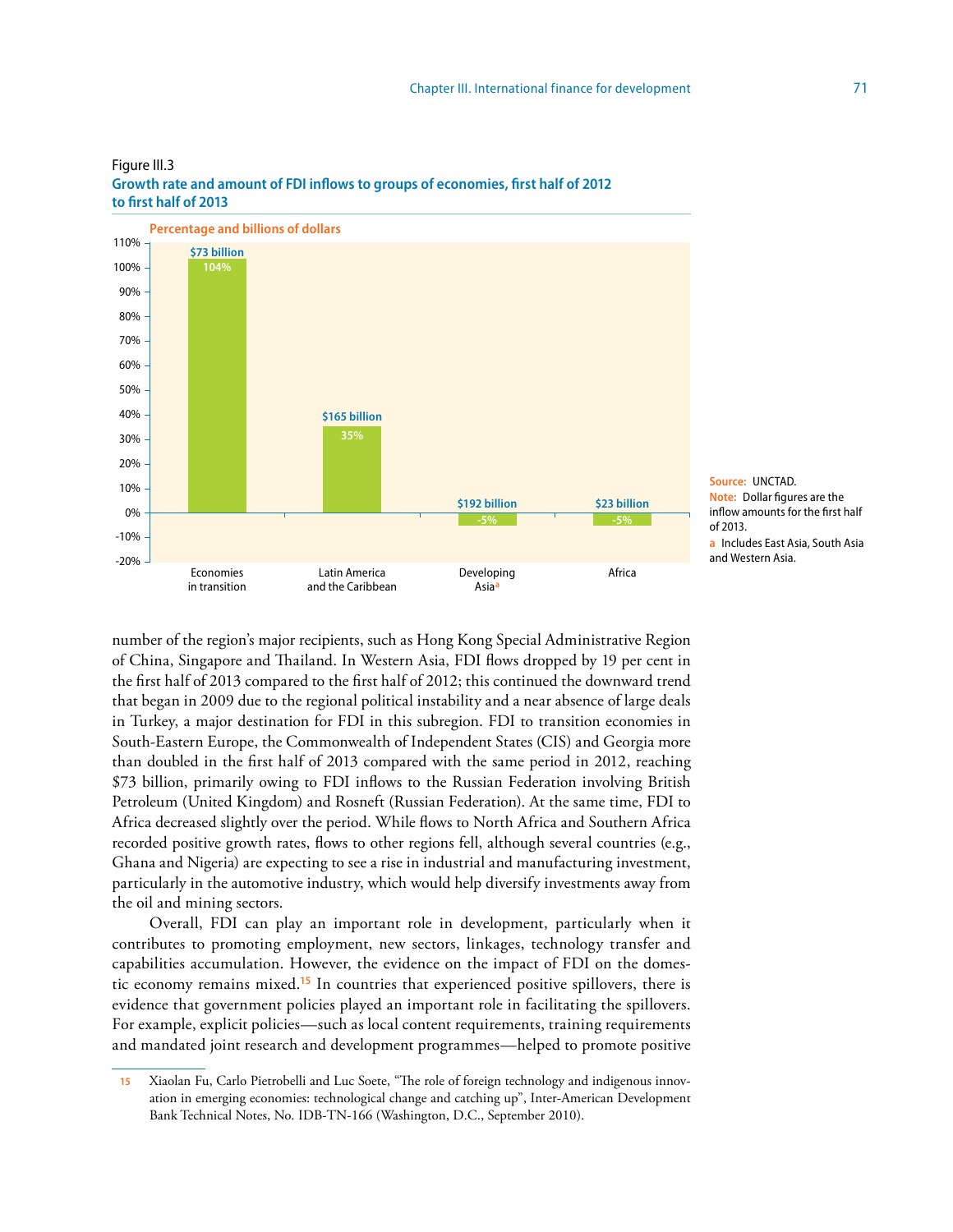Figure III.3

**Growth rate and amount of FDI inflows to groups of economies, first half of 2012 to first half of 2013**

Percentage and billions of dollars

| | Economies in transition | Latin America and the Caribbean | Developing Asia[a] | Africa |
|---|---|---|---|---|
| Growth rate | 104% | 35% | -5% | -5% |
| Amount | $73 billion | $165 billion | $192 billion | $23 billion |

**Source:** UNCTAD.

**Note:** Dollar figures are the inflow amounts for the first half of 2013.

a Includes East Asia, South Asia and Western Asia.

number of the region's major recipients, such as Hong Kong Special Administrative Region of China, Singapore and Thailand. In Western Asia, FDI flows dropped by 19 per cent in the first half of 2013 compared to the first half of 2012; this continued the downward trend that began in 2009 due to the regional political instability and a near absence of large deals in Turkey, a major destination for FDI in this subregion. FDI to transition economies in South-Eastern Europe, the Commonwealth of Independent States (CIS) and Georgia more than doubled in the first half of 2013 compared with the same period in 2012, reaching $73 billion, primarily owing to FDI inflows to the Russian Federation involving British Petroleum (United Kingdom) and Rosneft (Russian Federation). At the same time, FDI to Africa decreased slightly over the period. While flows to North Africa and Southern Africa recorded positive growth rates, flows to other regions fell, although several countries (e.g., Ghana and Nigeria) are expecting to see a rise in industrial and manufacturing investment, particularly in the automotive industry, which would help diversify investments away from the oil and mining sectors.

Overall, FDI can play an important role in development, particularly when it contributes to promoting employment, new sectors, linkages, technology transfer and capabilities accumulation. However, the evidence on the impact of FDI on the domestic economy remains mixed.[15] In countries that experienced positive spillovers, there is evidence that government policies played an important role in facilitating the spillovers. For example, explicit policies—such as local content requirements, training requirements and mandated joint research and development programmes—helped to promote positive

[15] Xiaolan Fu, Carlo Pietrobelli and Luc Soete, "The role of foreign technology and indigenous innovation in emerging economies: technological change and catching up", Inter-American Development Bank Technical Notes, No. IDB-TN-166 (Washington, D.C., September 2010).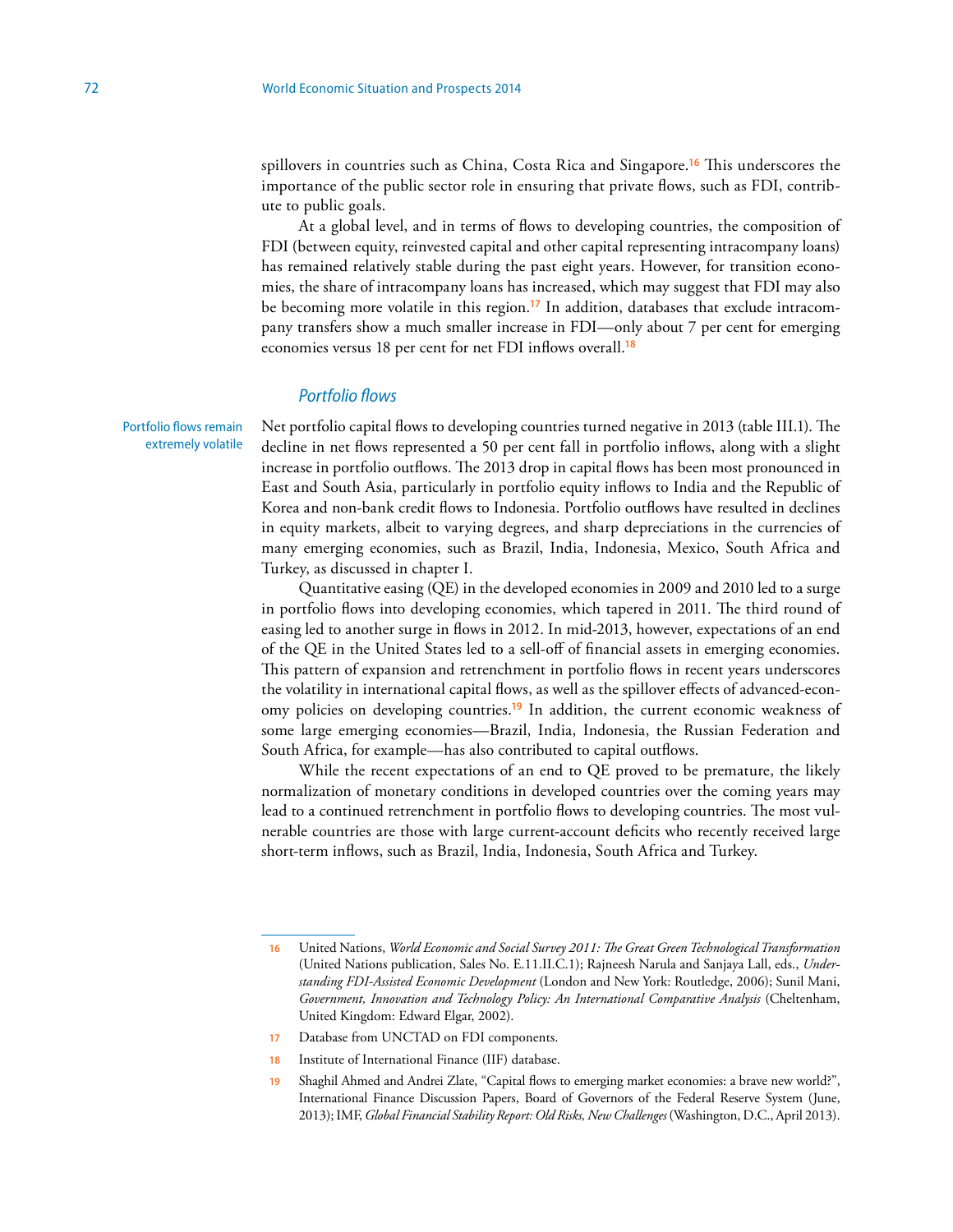spillovers in countries such as China, Costa Rica and Singapore.[16] This underscores the importance of the public sector role in ensuring that private flows, such as FDI, contribute to public goals.

At a global level, and in terms of flows to developing countries, the composition of FDI (between equity, reinvested capital and other capital representing intracompany loans) has remained relatively stable during the past eight years. However, for transition economies, the share of intracompany loans has increased, which may suggest that FDI may also be becoming more volatile in this region.[17] In addition, databases that exclude intracompany transfers show a much smaller increase in FDI—only about 7 per cent for emerging economies versus 18 per cent for net FDI inflows overall.[18]

### *Portfolio flows*

Portfolio flows remain extremely volatile

Net portfolio capital flows to developing countries turned negative in 2013 (table III.1). The decline in net flows represented a 50 per cent fall in portfolio inflows, along with a slight increase in portfolio outflows. The 2013 drop in capital flows has been most pronounced in East and South Asia, particularly in portfolio equity inflows to India and the Republic of Korea and non-bank credit flows to Indonesia. Portfolio outflows have resulted in declines in equity markets, albeit to varying degrees, and sharp depreciations in the currencies of many emerging economies, such as Brazil, India, Indonesia, Mexico, South Africa and Turkey, as discussed in chapter I.

Quantitative easing (QE) in the developed economies in 2009 and 2010 led to a surge in portfolio flows into developing economies, which tapered in 2011. The third round of easing led to another surge in flows in 2012. In mid-2013, however, expectations of an end of the QE in the United States led to a sell-off of financial assets in emerging economies. This pattern of expansion and retrenchment in portfolio flows in recent years underscores the volatility in international capital flows, as well as the spillover effects of advanced-economy policies on developing countries.[19] In addition, the current economic weakness of some large emerging economies—Brazil, India, Indonesia, the Russian Federation and South Africa, for example—has also contributed to capital outflows.

While the recent expectations of an end to QE proved to be premature, the likely normalization of monetary conditions in developed countries over the coming years may lead to a continued retrenchment in portfolio flows to developing countries. The most vulnerable countries are those with large current-account deficits who recently received large short-term inflows, such as Brazil, India, Indonesia, South Africa and Turkey.

---

16 United Nations, *World Economic and Social Survey 2011: The Great Green Technological Transformation* (United Nations publication, Sales No. E.11.II.C.1); Rajneesh Narula and Sanjaya Lall, eds., *Understanding FDI-Assisted Economic Development* (London and New York: Routledge, 2006); Sunil Mani, *Government, Innovation and Technology Policy: An International Comparative Analysis* (Cheltenham, United Kingdom: Edward Elgar, 2002).

17 Database from UNCTAD on FDI components.

18 Institute of International Finance (IIF) database.

19 Shaghil Ahmed and Andrei Zlate, "Capital flows to emerging market economies: a brave new world?", International Finance Discussion Papers, Board of Governors of the Federal Reserve System (June, 2013); IMF, *Global Financial Stability Report: Old Risks, New Challenges* (Washington, D.C., April 2013).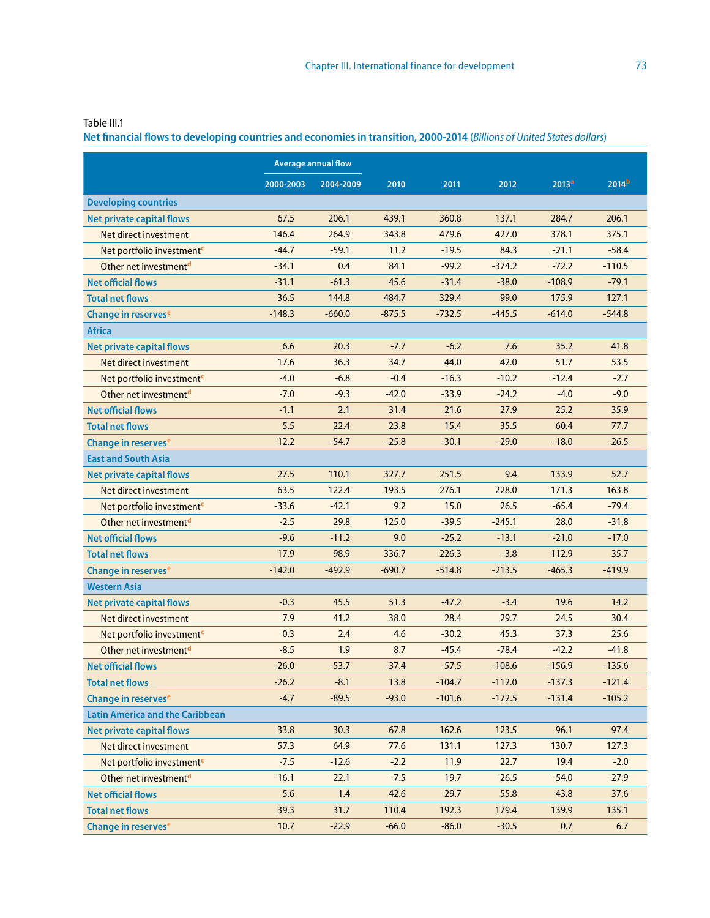Table III.1

**Net financial flows to developing countries and economies in transition, 2000-2014** *(Billions of United States dollars)*

| | Average annual flow | | | | | | |
|---|---|---|---|---|---|---|---|
| | 2000-2003 | 2004-2009 | 2010 | 2011 | 2012 | 2013[a] | 2014[b] |
| **Developing countries** | | | | | | | |
| **Net private capital flows** | 67.5 | 206.1 | 439.1 | 360.8 | 137.1 | 284.7 | 206.1 |
| Net direct investment | 146.4 | 264.9 | 343.8 | 479.6 | 427.0 | 378.1 | 375.1 |
| Net portfolio investment[c] | -44.7 | -59.1 | 11.2 | -19.5 | 84.3 | -21.1 | -58.4 |
| Other net investment[d] | -34.1 | 0.4 | 84.1 | -99.2 | -374.2 | -72.2 | -110.5 |
| **Net official flows** | -31.1 | -61.3 | 45.6 | -31.4 | -38.0 | -108.9 | -79.1 |
| **Total net flows** | 36.5 | 144.8 | 484.7 | 329.4 | 99.0 | 175.9 | 127.1 |
| **Change in reserves[e]** | -148.3 | -660.0 | -875.5 | -732.5 | -445.5 | -614.0 | -544.8 |
| **Africa** | | | | | | | |
| **Net private capital flows** | 6.6 | 20.3 | -7.7 | -6.2 | 7.6 | 35.2 | 41.8 |
| Net direct investment | 17.6 | 36.3 | 34.7 | 44.0 | 42.0 | 51.7 | 53.5 |
| Net portfolio investment[c] | -4.0 | -6.8 | -0.4 | -16.3 | -10.2 | -12.4 | -2.7 |
| Other net investment[d] | -7.0 | -9.3 | -42.0 | -33.9 | -24.2 | -4.0 | -9.0 |
| **Net official flows** | -1.1 | 2.1 | 31.4 | 21.6 | 27.9 | 25.2 | 35.9 |
| **Total net flows** | 5.5 | 22.4 | 23.8 | 15.4 | 35.5 | 60.4 | 77.7 |
| **Change in reserves[e]** | -12.2 | -54.7 | -25.8 | -30.1 | -29.0 | -18.0 | -26.5 |
| **East and South Asia** | | | | | | | |
| **Net private capital flows** | 27.5 | 110.1 | 327.7 | 251.5 | 9.4 | 133.9 | 52.7 |
| Net direct investment | 63.5 | 122.4 | 193.5 | 276.1 | 228.0 | 171.3 | 163.8 |
| Net portfolio investment[c] | -33.6 | -42.1 | 9.2 | 15.0 | 26.5 | -65.4 | -79.4 |
| Other net investment[d] | -2.5 | 29.8 | 125.0 | -39.5 | -245.1 | 28.0 | -31.8 |
| **Net official flows** | -9.6 | -11.2 | 9.0 | -25.2 | -13.1 | -21.0 | -17.0 |
| **Total net flows** | 17.9 | 98.9 | 336.7 | 226.3 | -3.8 | 112.9 | 35.7 |
| **Change in reserves[e]** | -142.0 | -492.9 | -690.7 | -514.8 | -213.5 | -465.3 | -419.9 |
| **Western Asia** | | | | | | | |
| **Net private capital flows** | -0.3 | 45.5 | 51.3 | -47.2 | -3.4 | 19.6 | 14.2 |
| Net direct investment | 7.9 | 41.2 | 38.0 | 28.4 | 29.7 | 24.5 | 30.4 |
| Net portfolio investment[c] | 0.3 | 2.4 | 4.6 | -30.2 | 45.3 | 37.3 | 25.6 |
| Other net investment[d] | -8.5 | 1.9 | 8.7 | -45.4 | -78.4 | -42.2 | -41.8 |
| **Net official flows** | -26.0 | -53.7 | -37.4 | -57.5 | -108.6 | -156.9 | -135.6 |
| **Total net flows** | -26.2 | -8.1 | 13.8 | -104.7 | -112.0 | -137.3 | -121.4 |
| **Change in reserves[e]** | -4.7 | -89.5 | -93.0 | -101.6 | -172.5 | -131.4 | -105.2 |
| **Latin America and the Caribbean** | | | | | | | |
| **Net private capital flows** | 33.8 | 30.3 | 67.8 | 162.6 | 123.5 | 96.1 | 97.4 |
| Net direct investment | 57.3 | 64.9 | 77.6 | 131.1 | 127.3 | 130.7 | 127.3 |
| Net portfolio investment[c] | -7.5 | -12.6 | -2.2 | 11.9 | 22.7 | 19.4 | -2.0 |
| Other net investment[d] | -16.1 | -22.1 | -7.5 | 19.7 | -26.5 | -54.0 | -27.9 |
| **Net official flows** | 5.6 | 1.4 | 42.6 | 29.7 | 55.8 | 43.8 | 37.6 |
| **Total net flows** | 39.3 | 31.7 | 110.4 | 192.3 | 179.4 | 139.9 | 135.1 |
| **Change in reserves[e]** | 10.7 | -22.9 | -66.0 | -86.0 | -30.5 | 0.7 | 6.7 |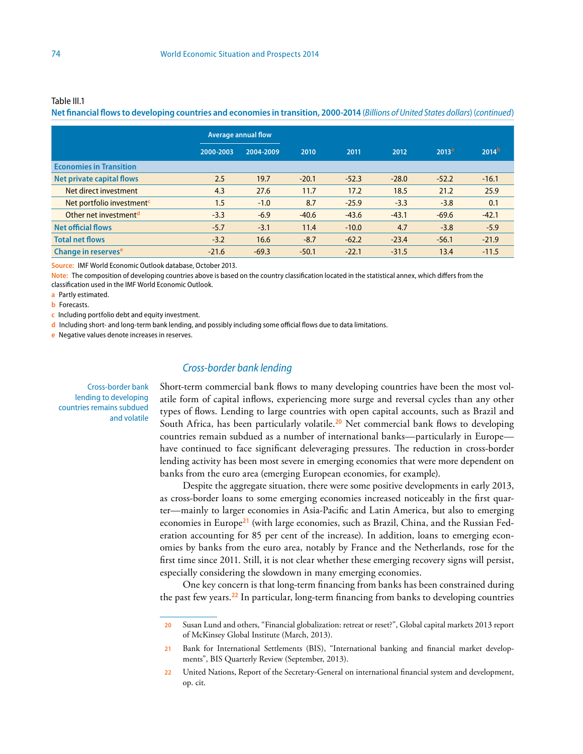Table III.1

**Net financial flows to developing countries and economies in transition, 2000-2014** (*Billions of United States dollars*) (*continued*)

| | Average annual flow | | | | | | |
|---|---|---|---|---|---|---|---|
| | 2000-2003 | 2004-2009 | 2010 | 2011 | 2012 | 2013[a] | 2014[b] |
| **Economies in Transition** | | | | | | | |
| **Net private capital flows** | 2.5 | 19.7 | -20.1 | -52.3 | -28.0 | -52.2 | -16.1 |
| Net direct investment | 4.3 | 27.6 | 11.7 | 17.2 | 18.5 | 21.2 | 25.9 |
| Net portfolio investment[c] | 1.5 | -1.0 | 8.7 | -25.9 | -3.3 | -3.8 | 0.1 |
| Other net investment[d] | -3.3 | -6.9 | -40.6 | -43.6 | -43.1 | -69.6 | -42.1 |
| **Net official flows** | -5.7 | -3.1 | 11.4 | -10.0 | 4.7 | -3.8 | -5.9 |
| **Total net flows** | -3.2 | 16.6 | -8.7 | -62.2 | -23.4 | -56.1 | -21.9 |
| **Change in reserves[e]** | -21.6 | -69.3 | -50.1 | -22.1 | -31.5 | 13.4 | -11.5 |

**Source:** IMF World Economic Outlook database, October 2013.

**Note:** The composition of developing countries above is based on the country classification located in the statistical annex, which differs from the classification used in the IMF World Economic Outlook.

a Partly estimated.

b Forecasts.

c Including portfolio debt and equity investment.

d Including short- and long-term bank lending, and possibly including some official flows due to data limitations.

e Negative values denote increases in reserves.

### *Cross-border bank lending*

Cross-border bank lending to developing countries remains subdued and volatile

Short-term commercial bank flows to many developing countries have been the most volatile form of capital inflows, experiencing more surge and reversal cycles than any other types of flows. Lending to large countries with open capital accounts, such as Brazil and South Africa, has been particularly volatile.[20] Net commercial bank flows to developing countries remain subdued as a number of international banks—particularly in Europe—have continued to face significant deleveraging pressures. The reduction in cross-border lending activity has been most severe in emerging economies that were more dependent on banks from the euro area (emerging European economies, for example).

Despite the aggregate situation, there were some positive developments in early 2013, as cross-border loans to some emerging economies increased noticeably in the first quarter—mainly to larger economies in Asia-Pacific and Latin America, but also to emerging economies in Europe[21] (with large economies, such as Brazil, China, and the Russian Federation accounting for 85 per cent of the increase). In addition, loans to emerging economies by banks from the euro area, notably by France and the Netherlands, rose for the first time since 2011. Still, it is not clear whether these emerging recovery signs will persist, especially considering the slowdown in many emerging economies.

One key concern is that long-term financing from banks has been constrained during the past few years.[22] In particular, long-term financing from banks to developing countries

---

20 Susan Lund and others, "Financial globalization: retreat or reset?", Global capital markets 2013 report of McKinsey Global Institute (March, 2013).

21 Bank for International Settlements (BIS), "International banking and financial market developments", BIS Quarterly Review (September, 2013).

22 United Nations, Report of the Secretary-General on international financial system and development, op. cit.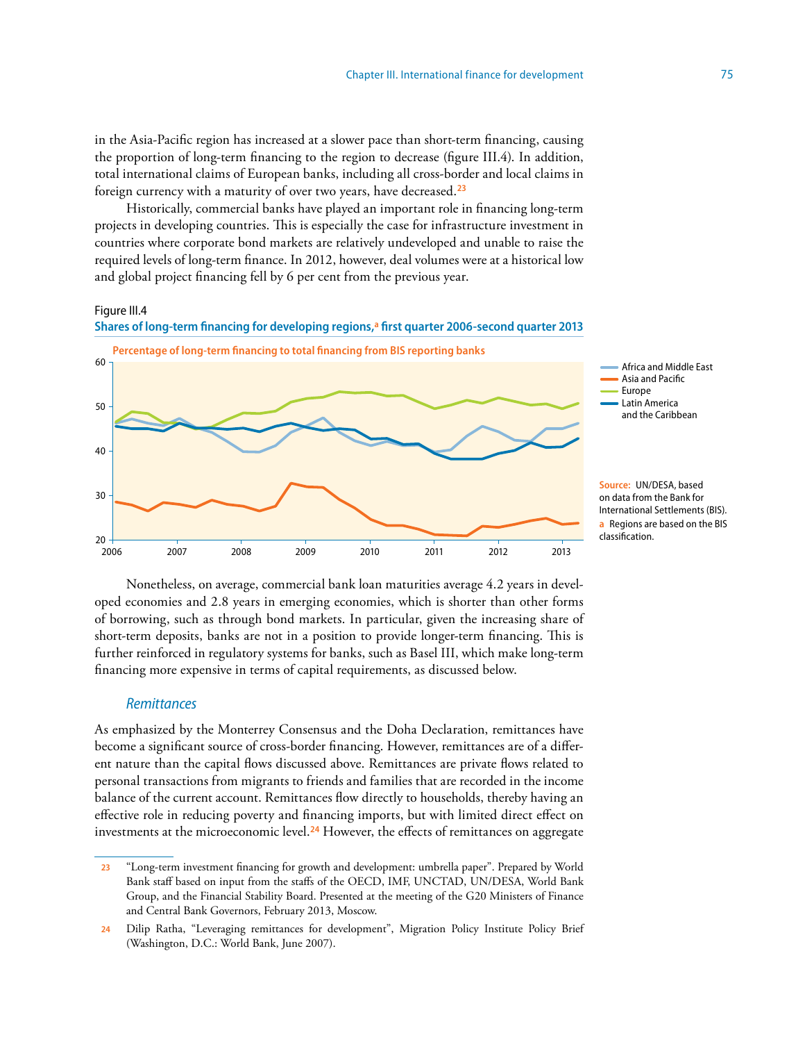in the Asia-Pacific region has increased at a slower pace than short-term financing, causing the proportion of long-term financing to the region to decrease (figure III.4). In addition, total international claims of European banks, including all cross-border and local claims in foreign currency with a maturity of over two years, have decreased.[23]

Historically, commercial banks have played an important role in financing long-term projects in developing countries. This is especially the case for infrastructure investment in countries where corporate bond markets are relatively undeveloped and unable to raise the required levels of long-term finance. In 2012, however, deal volumes were at a historical low and global project financing fell by 6 per cent from the previous year.

Figure III.4

**Shares of long-term financing for developing regions,[a] first quarter 2006-second quarter 2013**

Percentage of long-term financing to total financing from BIS reporting banks

Africa and Middle East; Asia and Pacific; Europe; Latin America and the Caribbean

Source: UN/DESA, based on data from the Bank for International Settlements (BIS).

a Regions are based on the BIS classification.

Nonetheless, on average, commercial bank loan maturities average 4.2 years in developed economies and 2.8 years in emerging economies, which is shorter than other forms of borrowing, such as through bond markets. In particular, given the increasing share of short-term deposits, banks are not in a position to provide longer-term financing. This is further reinforced in regulatory systems for banks, such as Basel III, which make long-term financing more expensive in terms of capital requirements, as discussed below.

### *Remittances*

As emphasized by the Monterrey Consensus and the Doha Declaration, remittances have become a significant source of cross-border financing. However, remittances are of a different nature than the capital flows discussed above. Remittances are private flows related to personal transactions from migrants to friends and families that are recorded in the income balance of the current account. Remittances flow directly to households, thereby having an effective role in reducing poverty and financing imports, but with limited direct effect on investments at the microeconomic level.[24] However, the effects of remittances on aggregate

---

[23] "Long-term investment financing for growth and development: umbrella paper". Prepared by World Bank staff based on input from the staffs of the OECD, IMF, UNCTAD, UN/DESA, World Bank Group, and the Financial Stability Board. Presented at the meeting of the G20 Ministers of Finance and Central Bank Governors, February 2013, Moscow.

[24] Dilip Ratha, "Leveraging remittances for development", Migration Policy Institute Policy Brief (Washington, D.C.: World Bank, June 2007).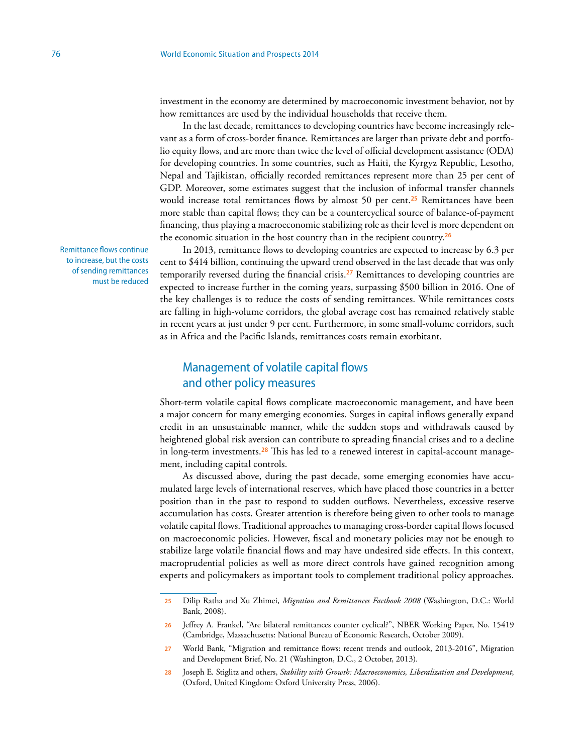investment in the economy are determined by macroeconomic investment behavior, not by how remittances are used by the individual households that receive them.

In the last decade, remittances to developing countries have become increasingly relevant as a form of cross-border finance. Remittances are larger than private debt and portfolio equity flows, and are more than twice the level of official development assistance (ODA) for developing countries. In some countries, such as Haiti, the Kyrgyz Republic, Lesotho, Nepal and Tajikistan, officially recorded remittances represent more than 25 per cent of GDP. Moreover, some estimates suggest that the inclusion of informal transfer channels would increase total remittances flows by almost 50 per cent.[25] Remittances have been more stable than capital flows; they can be a countercyclical source of balance-of-payment financing, thus playing a macroeconomic stabilizing role as their level is more dependent on the economic situation in the host country than in the recipient country.[26]

Remittance flows continue to increase, but the costs of sending remittances must be reduced

In 2013, remittance flows to developing countries are expected to increase by 6.3 per cent to $414 billion, continuing the upward trend observed in the last decade that was only temporarily reversed during the financial crisis.[27] Remittances to developing countries are expected to increase further in the coming years, surpassing $500 billion in 2016. One of the key challenges is to reduce the costs of sending remittances. While remittances costs are falling in high-volume corridors, the global average cost has remained relatively stable in recent years at just under 9 per cent. Furthermore, in some small-volume corridors, such as in Africa and the Pacific Islands, remittances costs remain exorbitant.

## Management of volatile capital flows and other policy measures

Short-term volatile capital flows complicate macroeconomic management, and have been a major concern for many emerging economies. Surges in capital inflows generally expand credit in an unsustainable manner, while the sudden stops and withdrawals caused by heightened global risk aversion can contribute to spreading financial crises and to a decline in long-term investments.[28] This has led to a renewed interest in capital-account management, including capital controls.

As discussed above, during the past decade, some emerging economies have accumulated large levels of international reserves, which have placed those countries in a better position than in the past to respond to sudden outflows. Nevertheless, excessive reserve accumulation has costs. Greater attention is therefore being given to other tools to manage volatile capital flows. Traditional approaches to managing cross-border capital flows focused on macroeconomic policies. However, fiscal and monetary policies may not be enough to stabilize large volatile financial flows and may have undesired side effects. In this context, macroprudential policies as well as more direct controls have gained recognition among experts and policymakers as important tools to complement traditional policy approaches.

---

25 Dilip Ratha and Xu Zhimei, *Migration and Remittances Factbook 2008* (Washington, D.C.: World Bank, 2008).

26 Jeffrey A. Frankel, "Are bilateral remittances counter cyclical?", NBER Working Paper, No. 15419 (Cambridge, Massachusetts: National Bureau of Economic Research, October 2009).

27 World Bank, "Migration and remittance flows: recent trends and outlook, 2013-2016", Migration and Development Brief, No. 21 (Washington, D.C., 2 October, 2013).

28 Joseph E. Stiglitz and others, *Stability with Growth: Macroeconomics, Liberalization and Development*, (Oxford, United Kingdom: Oxford University Press, 2006).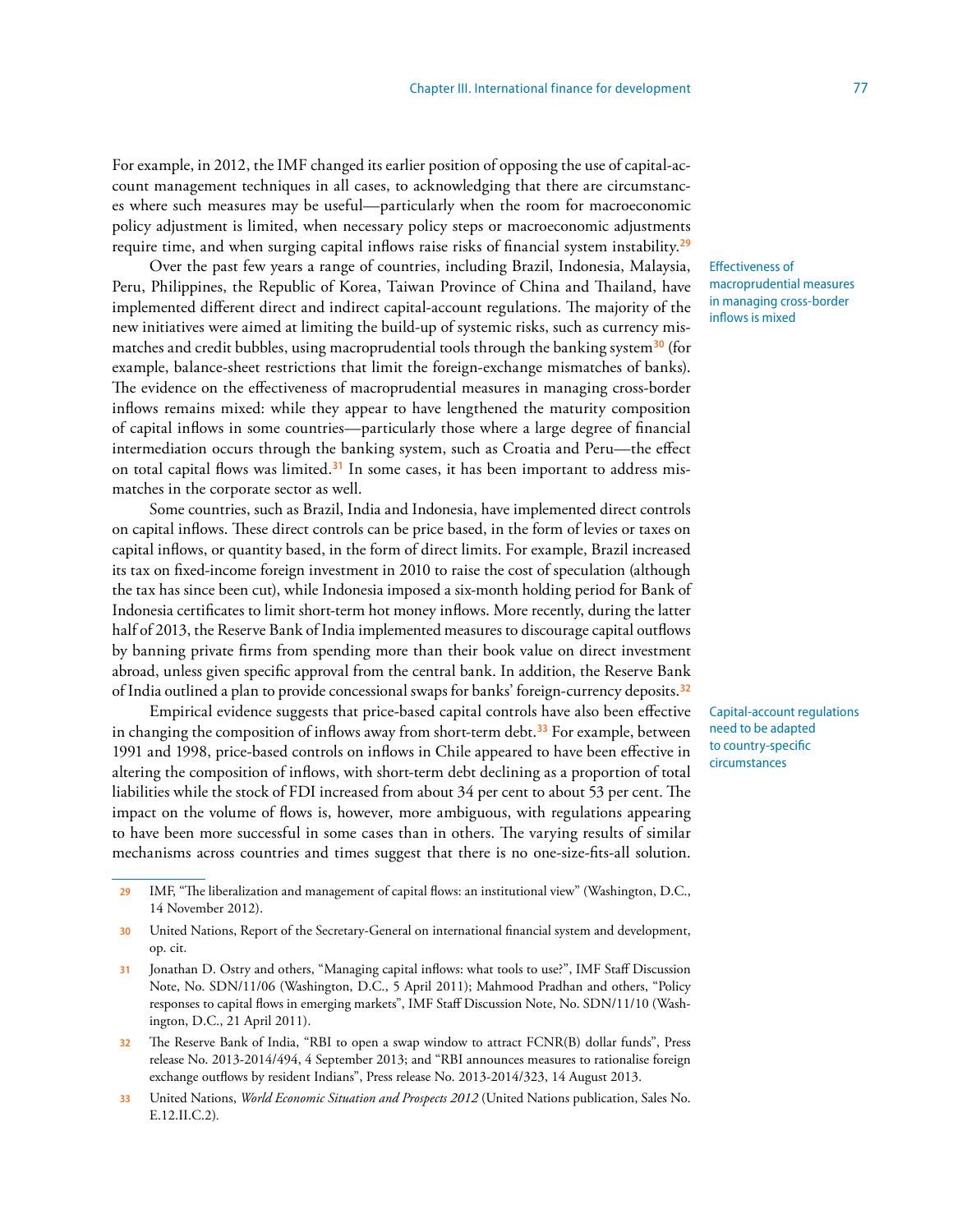For example, in 2012, the IMF changed its earlier position of opposing the use of capital-account management techniques in all cases, to acknowledging that there are circumstances where such measures may be useful—particularly when the room for macroeconomic policy adjustment is limited, when necessary policy steps or macroeconomic adjustments require time, and when surging capital inflows raise risks of financial system instability.[29]

*Effectiveness of macroprudential measures in managing cross-border inflows is mixed*

Over the past few years a range of countries, including Brazil, Indonesia, Malaysia, Peru, Philippines, the Republic of Korea, Taiwan Province of China and Thailand, have implemented different direct and indirect capital-account regulations. The majority of the new initiatives were aimed at limiting the build-up of systemic risks, such as currency mismatches and credit bubbles, using macroprudential tools through the banking system[30] (for example, balance-sheet restrictions that limit the foreign-exchange mismatches of banks). The evidence on the effectiveness of macroprudential measures in managing cross-border inflows remains mixed: while they appear to have lengthened the maturity composition of capital inflows in some countries—particularly those where a large degree of financial intermediation occurs through the banking system, such as Croatia and Peru—the effect on total capital flows was limited.[31] In some cases, it has been important to address mismatches in the corporate sector as well.

Some countries, such as Brazil, India and Indonesia, have implemented direct controls on capital inflows. These direct controls can be price based, in the form of levies or taxes on capital inflows, or quantity based, in the form of direct limits. For example, Brazil increased its tax on fixed-income foreign investment in 2010 to raise the cost of speculation (although the tax has since been cut), while Indonesia imposed a six-month holding period for Bank of Indonesia certificates to limit short-term hot money inflows. More recently, during the latter half of 2013, the Reserve Bank of India implemented measures to discourage capital outflows by banning private firms from spending more than their book value on direct investment abroad, unless given specific approval from the central bank. In addition, the Reserve Bank of India outlined a plan to provide concessional swaps for banks' foreign-currency deposits.[32]

*Capital-account regulations need to be adapted to country-specific circumstances*

Empirical evidence suggests that price-based capital controls have also been effective in changing the composition of inflows away from short-term debt.[33] For example, between 1991 and 1998, price-based controls on inflows in Chile appeared to have been effective in altering the composition of inflows, with short-term debt declining as a proportion of total liabilities while the stock of FDI increased from about 34 per cent to about 53 per cent. The impact on the volume of flows is, however, more ambiguous, with regulations appearing to have been more successful in some cases than in others. The varying results of similar mechanisms across countries and times suggest that there is no one-size-fits-all solution.

---

29 IMF, "The liberalization and management of capital flows: an institutional view" (Washington, D.C., 14 November 2012).

30 United Nations, Report of the Secretary-General on international financial system and development, op. cit.

31 Jonathan D. Ostry and others, "Managing capital inflows: what tools to use?", IMF Staff Discussion Note, No. SDN/11/06 (Washington, D.C., 5 April 2011); Mahmood Pradhan and others, "Policy responses to capital flows in emerging markets", IMF Staff Discussion Note, No. SDN/11/10 (Washington, D.C., 21 April 2011).

32 The Reserve Bank of India, "RBI to open a swap window to attract FCNR(B) dollar funds", Press release No. 2013-2014/494, 4 September 2013; and "RBI announces measures to rationalise foreign exchange outflows by resident Indians", Press release No. 2013-2014/323, 14 August 2013.

33 United Nations, *World Economic Situation and Prospects 2012* (United Nations publication, Sales No. E.12.II.C.2).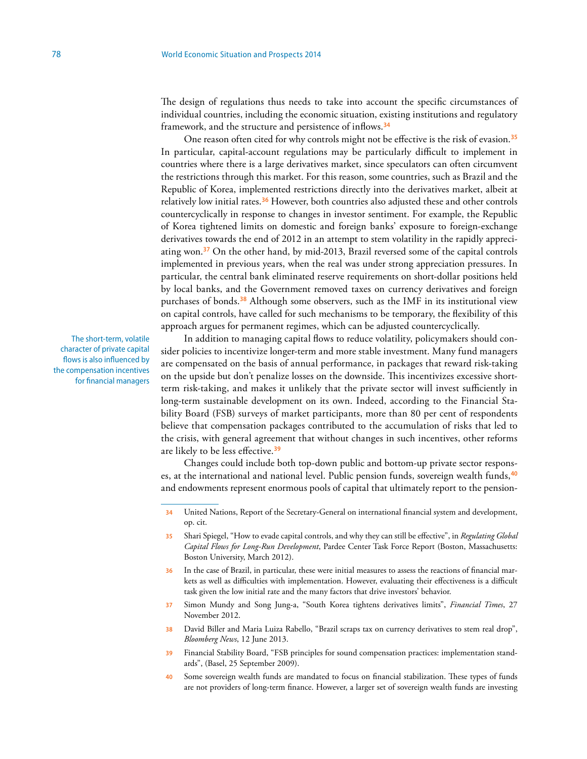The design of regulations thus needs to take into account the specific circumstances of individual countries, including the economic situation, existing institutions and regulatory framework, and the structure and persistence of inflows.[34]

One reason often cited for why controls might not be effective is the risk of evasion.[35] In particular, capital-account regulations may be particularly difficult to implement in countries where there is a large derivatives market, since speculators can often circumvent the restrictions through this market. For this reason, some countries, such as Brazil and the Republic of Korea, implemented restrictions directly into the derivatives market, albeit at relatively low initial rates.[36] However, both countries also adjusted these and other controls countercyclically in response to changes in investor sentiment. For example, the Republic of Korea tightened limits on domestic and foreign banks' exposure to foreign-exchange derivatives towards the end of 2012 in an attempt to stem volatility in the rapidly appreciating won.[37] On the other hand, by mid-2013, Brazil reversed some of the capital controls implemented in previous years, when the real was under strong appreciation pressures. In particular, the central bank eliminated reserve requirements on short-dollar positions held by local banks, and the Government removed taxes on currency derivatives and foreign purchases of bonds.[38] Although some observers, such as the IMF in its institutional view on capital controls, have called for such mechanisms to be temporary, the flexibility of this approach argues for permanent regimes, which can be adjusted countercyclically.

The short-term, volatile character of private capital flows is also influenced by the compensation incentives for financial managers

In addition to managing capital flows to reduce volatility, policymakers should consider policies to incentivize longer-term and more stable investment. Many fund managers are compensated on the basis of annual performance, in packages that reward risk-taking on the upside but don't penalize losses on the downside. This incentivizes excessive short-term risk-taking, and makes it unlikely that the private sector will invest sufficiently in long-term sustainable development on its own. Indeed, according to the Financial Stability Board (FSB) surveys of market participants, more than 80 per cent of respondents believe that compensation packages contributed to the accumulation of risks that led to the crisis, with general agreement that without changes in such incentives, other reforms are likely to be less effective.[39]

Changes could include both top-down public and bottom-up private sector responses, at the international and national level. Public pension funds, sovereign wealth funds,[40] and endowments represent enormous pools of capital that ultimately report to the pension-

---

[34] United Nations, Report of the Secretary-General on international financial system and development, op. cit.

[35] Shari Spiegel, "How to evade capital controls, and why they can still be effective", in *Regulating Global Capital Flows for Long-Run Development*, Pardee Center Task Force Report (Boston, Massachusetts: Boston University, March 2012).

[36] In the case of Brazil, in particular, these were initial measures to assess the reactions of financial markets as well as difficulties with implementation. However, evaluating their effectiveness is a difficult task given the low initial rate and the many factors that drive investors' behavior.

[37] Simon Mundy and Song Jung-a, "South Korea tightens derivatives limits", *Financial Times*, 27 November 2012.

[38] David Biller and Maria Luiza Rabello, "Brazil scraps tax on currency derivatives to stem real drop", *Bloomberg News*, 12 June 2013.

[39] Financial Stability Board, "FSB principles for sound compensation practices: implementation standards", (Basel, 25 September 2009).

[40] Some sovereign wealth funds are mandated to focus on financial stabilization. These types of funds are not providers of long-term finance. However, a larger set of sovereign wealth funds are investing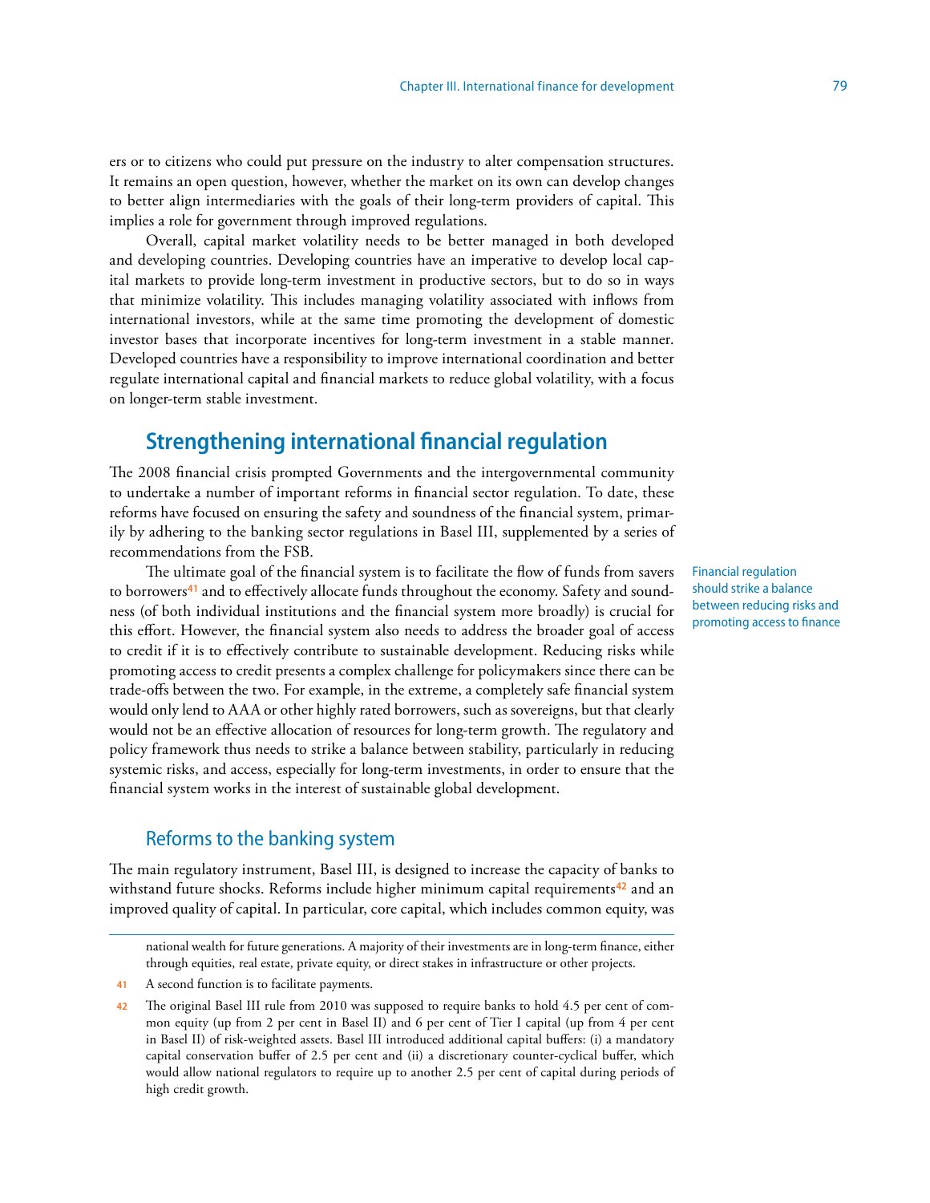ers or to citizens who could put pressure on the industry to alter compensation structures. It remains an open question, however, whether the market on its own can develop changes to better align intermediaries with the goals of their long-term providers of capital. This implies a role for government through improved regulations.

Overall, capital market volatility needs to be better managed in both developed and developing countries. Developing countries have an imperative to develop local capital markets to provide long-term investment in productive sectors, but to do so in ways that minimize volatility. This includes managing volatility associated with inflows from international investors, while at the same time promoting the development of domestic investor bases that incorporate incentives for long-term investment in a stable manner. Developed countries have a responsibility to improve international coordination and better regulate international capital and financial markets to reduce global volatility, with a focus on longer-term stable investment.

## Strengthening international financial regulation

The 2008 financial crisis prompted Governments and the intergovernmental community to undertake a number of important reforms in financial sector regulation. To date, these reforms have focused on ensuring the safety and soundness of the financial system, primarily by adhering to the banking sector regulations in Basel III, supplemented by a series of recommendations from the FSB.

*Financial regulation should strike a balance between reducing risks and promoting access to finance*

The ultimate goal of the financial system is to facilitate the flow of funds from savers to borrowers[41] and to effectively allocate funds throughout the economy. Safety and soundness (of both individual institutions and the financial system more broadly) is crucial for this effort. However, the financial system also needs to address the broader goal of access to credit if it is to effectively contribute to sustainable development. Reducing risks while promoting access to credit presents a complex challenge for policymakers since there can be trade-offs between the two. For example, in the extreme, a completely safe financial system would only lend to AAA or other highly rated borrowers, such as sovereigns, but that clearly would not be an effective allocation of resources for long-term growth. The regulatory and policy framework thus needs to strike a balance between stability, particularly in reducing systemic risks, and access, especially for long-term investments, in order to ensure that the financial system works in the interest of sustainable global development.

### Reforms to the banking system

The main regulatory instrument, Basel III, is designed to increase the capacity of banks to withstand future shocks. Reforms include higher minimum capital requirements[42] and an improved quality of capital. In particular, core capital, which includes common equity, was

---

national wealth for future generations. A majority of their investments are in long-term finance, either through equities, real estate, private equity, or direct stakes in infrastructure or other projects.

41 A second function is to facilitate payments.

42 The original Basel III rule from 2010 was supposed to require banks to hold 4.5 per cent of common equity (up from 2 per cent in Basel II) and 6 per cent of Tier I capital (up from 4 per cent in Basel II) of risk-weighted assets. Basel III introduced additional capital buffers: (i) a mandatory capital conservation buffer of 2.5 per cent and (ii) a discretionary counter-cyclical buffer, which would allow national regulators to require up to another 2.5 per cent of capital during periods of high credit growth.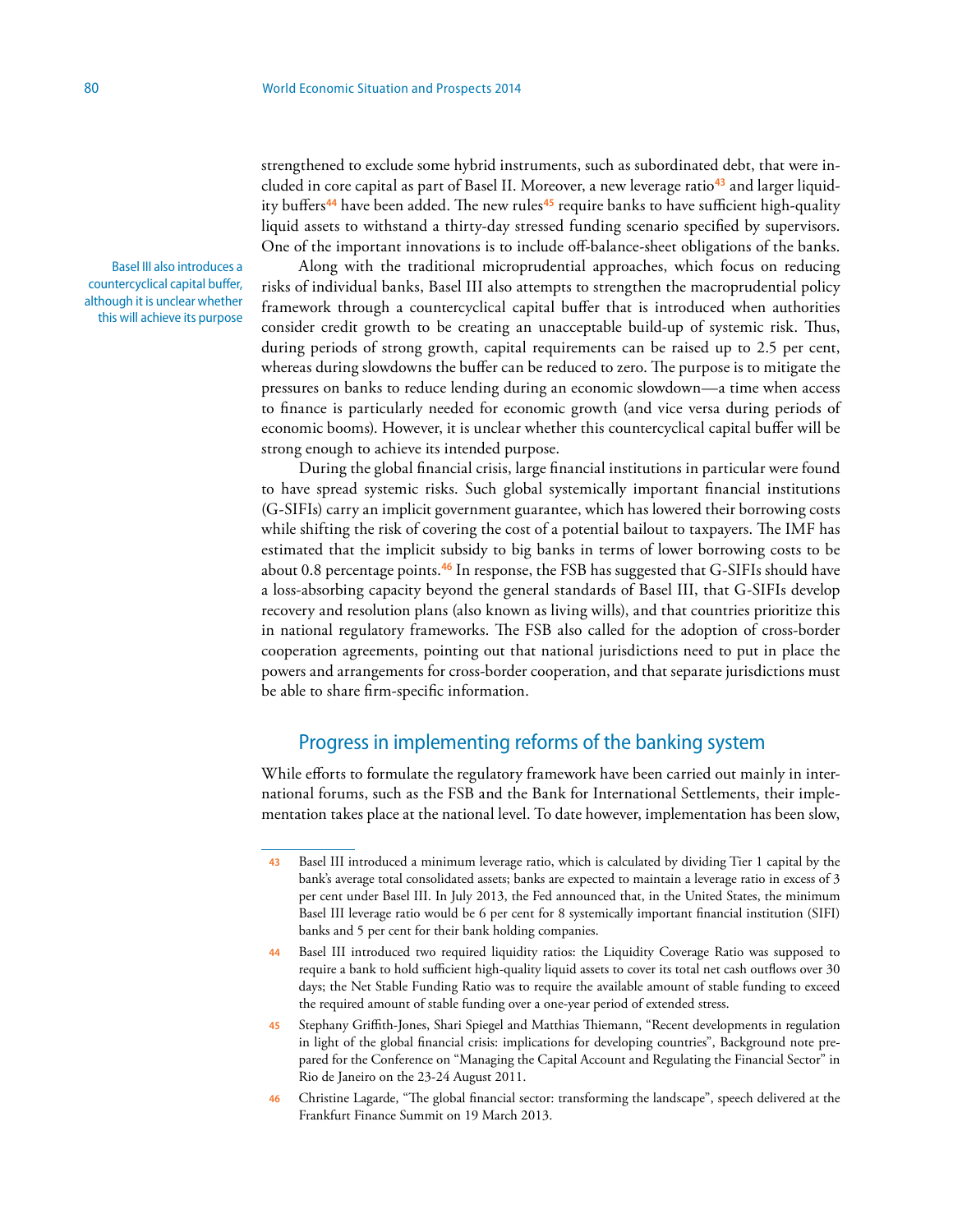strengthened to exclude some hybrid instruments, such as subordinated debt, that were included in core capital as part of Basel II. Moreover, a new leverage ratio[43] and larger liquidity buffers[44] have been added. The new rules[45] require banks to have sufficient high-quality liquid assets to withstand a thirty-day stressed funding scenario specified by supervisors. One of the important innovations is to include off-balance-sheet obligations of the banks.

Basel III also introduces a countercyclical capital buffer, although it is unclear whether this will achieve its purpose

Along with the traditional microprudential approaches, which focus on reducing risks of individual banks, Basel III also attempts to strengthen the macroprudential policy framework through a countercyclical capital buffer that is introduced when authorities consider credit growth to be creating an unacceptable build-up of systemic risk. Thus, during periods of strong growth, capital requirements can be raised up to 2.5 per cent, whereas during slowdowns the buffer can be reduced to zero. The purpose is to mitigate the pressures on banks to reduce lending during an economic slowdown—a time when access to finance is particularly needed for economic growth (and vice versa during periods of economic booms). However, it is unclear whether this countercyclical capital buffer will be strong enough to achieve its intended purpose.

During the global financial crisis, large financial institutions in particular were found to have spread systemic risks. Such global systemically important financial institutions (G-SIFIs) carry an implicit government guarantee, which has lowered their borrowing costs while shifting the risk of covering the cost of a potential bailout to taxpayers. The IMF has estimated that the implicit subsidy to big banks in terms of lower borrowing costs to be about 0.8 percentage points.[46] In response, the FSB has suggested that G-SIFIs should have a loss-absorbing capacity beyond the general standards of Basel III, that G-SIFIs develop recovery and resolution plans (also known as living wills), and that countries prioritize this in national regulatory frameworks. The FSB also called for the adoption of cross-border cooperation agreements, pointing out that national jurisdictions need to put in place the powers and arrangements for cross-border cooperation, and that separate jurisdictions must be able to share firm-specific information.

## Progress in implementing reforms of the banking system

While efforts to formulate the regulatory framework have been carried out mainly in international forums, such as the FSB and the Bank for International Settlements, their implementation takes place at the national level. To date however, implementation has been slow,

---

43 Basel III introduced a minimum leverage ratio, which is calculated by dividing Tier 1 capital by the bank's average total consolidated assets; banks are expected to maintain a leverage ratio in excess of 3 per cent under Basel III. In July 2013, the Fed announced that, in the United States, the minimum Basel III leverage ratio would be 6 per cent for 8 systemically important financial institution (SIFI) banks and 5 per cent for their bank holding companies.

44 Basel III introduced two required liquidity ratios: the Liquidity Coverage Ratio was supposed to require a bank to hold sufficient high-quality liquid assets to cover its total net cash outflows over 30 days; the Net Stable Funding Ratio was to require the available amount of stable funding to exceed the required amount of stable funding over a one-year period of extended stress.

45 Stephany Griffith-Jones, Shari Spiegel and Matthias Thiemann, "Recent developments in regulation in light of the global financial crisis: implications for developing countries", Background note prepared for the Conference on "Managing the Capital Account and Regulating the Financial Sector" in Rio de Janeiro on the 23-24 August 2011.

46 Christine Lagarde, "The global financial sector: transforming the landscape", speech delivered at the Frankfurt Finance Summit on 19 March 2013.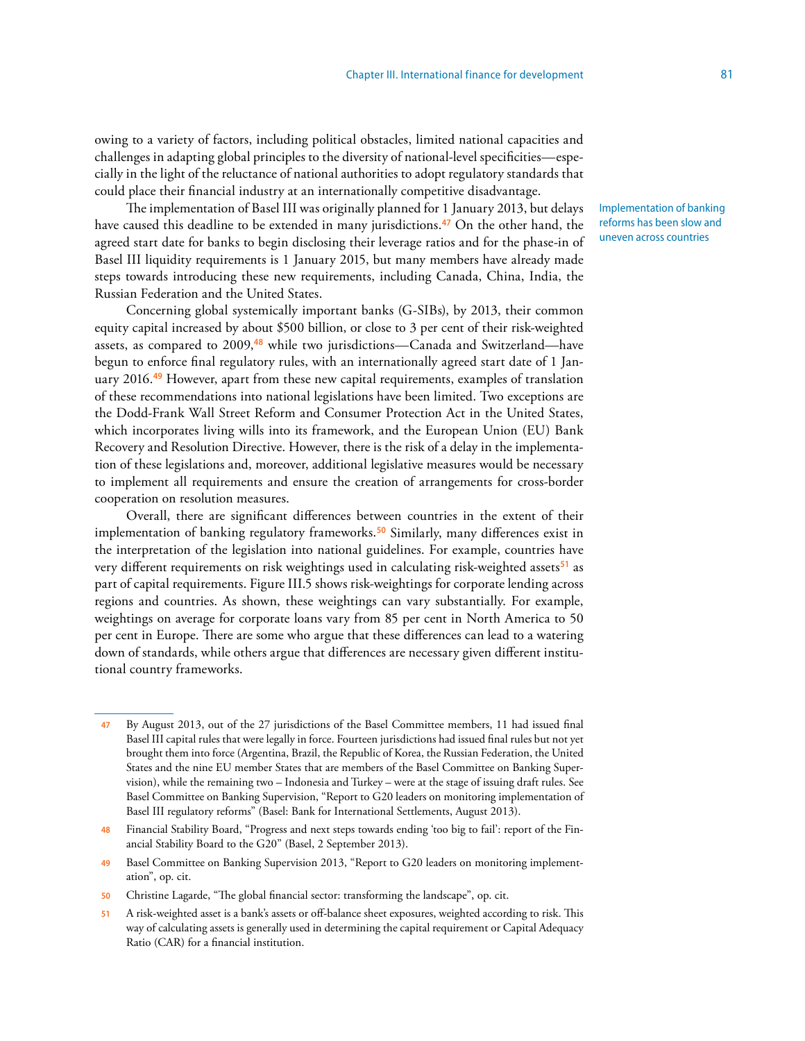owing to a variety of factors, including political obstacles, limited national capacities and challenges in adapting global principles to the diversity of national-level specificities—especially in the light of the reluctance of national authorities to adopt regulatory standards that could place their financial industry at an internationally competitive disadvantage.

Implementation of banking reforms has been slow and uneven across countries

The implementation of Basel III was originally planned for 1 January 2013, but delays have caused this deadline to be extended in many jurisdictions.[47] On the other hand, the agreed start date for banks to begin disclosing their leverage ratios and for the phase-in of Basel III liquidity requirements is 1 January 2015, but many members have already made steps towards introducing these new requirements, including Canada, China, India, the Russian Federation and the United States.

Concerning global systemically important banks (G-SIBs), by 2013, their common equity capital increased by about $500 billion, or close to 3 per cent of their risk-weighted assets, as compared to 2009,[48] while two jurisdictions—Canada and Switzerland—have begun to enforce final regulatory rules, with an internationally agreed start date of 1 January 2016.[49] However, apart from these new capital requirements, examples of translation of these recommendations into national legislations have been limited. Two exceptions are the Dodd-Frank Wall Street Reform and Consumer Protection Act in the United States, which incorporates living wills into its framework, and the European Union (EU) Bank Recovery and Resolution Directive. However, there is the risk of a delay in the implementation of these legislations and, moreover, additional legislative measures would be necessary to implement all requirements and ensure the creation of arrangements for cross-border cooperation on resolution measures.

Overall, there are significant differences between countries in the extent of their implementation of banking regulatory frameworks.[50] Similarly, many differences exist in the interpretation of the legislation into national guidelines. For example, countries have very different requirements on risk weightings used in calculating risk-weighted assets[51] as part of capital requirements. Figure III.5 shows risk-weightings for corporate lending across regions and countries. As shown, these weightings can vary substantially. For example, weightings on average for corporate loans vary from 85 per cent in North America to 50 per cent in Europe. There are some who argue that these differences can lead to a watering down of standards, while others argue that differences are necessary given different institutional country frameworks.

---

47 By August 2013, out of the 27 jurisdictions of the Basel Committee members, 11 had issued final Basel III capital rules that were legally in force. Fourteen jurisdictions had issued final rules but not yet brought them into force (Argentina, Brazil, the Republic of Korea, the Russian Federation, the United States and the nine EU member States that are members of the Basel Committee on Banking Supervision), while the remaining two – Indonesia and Turkey – were at the stage of issuing draft rules. See Basel Committee on Banking Supervision, "Report to G20 leaders on monitoring implementation of Basel III regulatory reforms" (Basel: Bank for International Settlements, August 2013).

48 Financial Stability Board, "Progress and next steps towards ending 'too big to fail': report of the Financial Stability Board to the G20" (Basel, 2 September 2013).

49 Basel Committee on Banking Supervision 2013, "Report to G20 leaders on monitoring implementation", op. cit.

50 Christine Lagarde, "The global financial sector: transforming the landscape", op. cit.

51 A risk-weighted asset is a bank's assets or off-balance sheet exposures, weighted according to risk. This way of calculating assets is generally used in determining the capital requirement or Capital Adequacy Ratio (CAR) for a financial institution.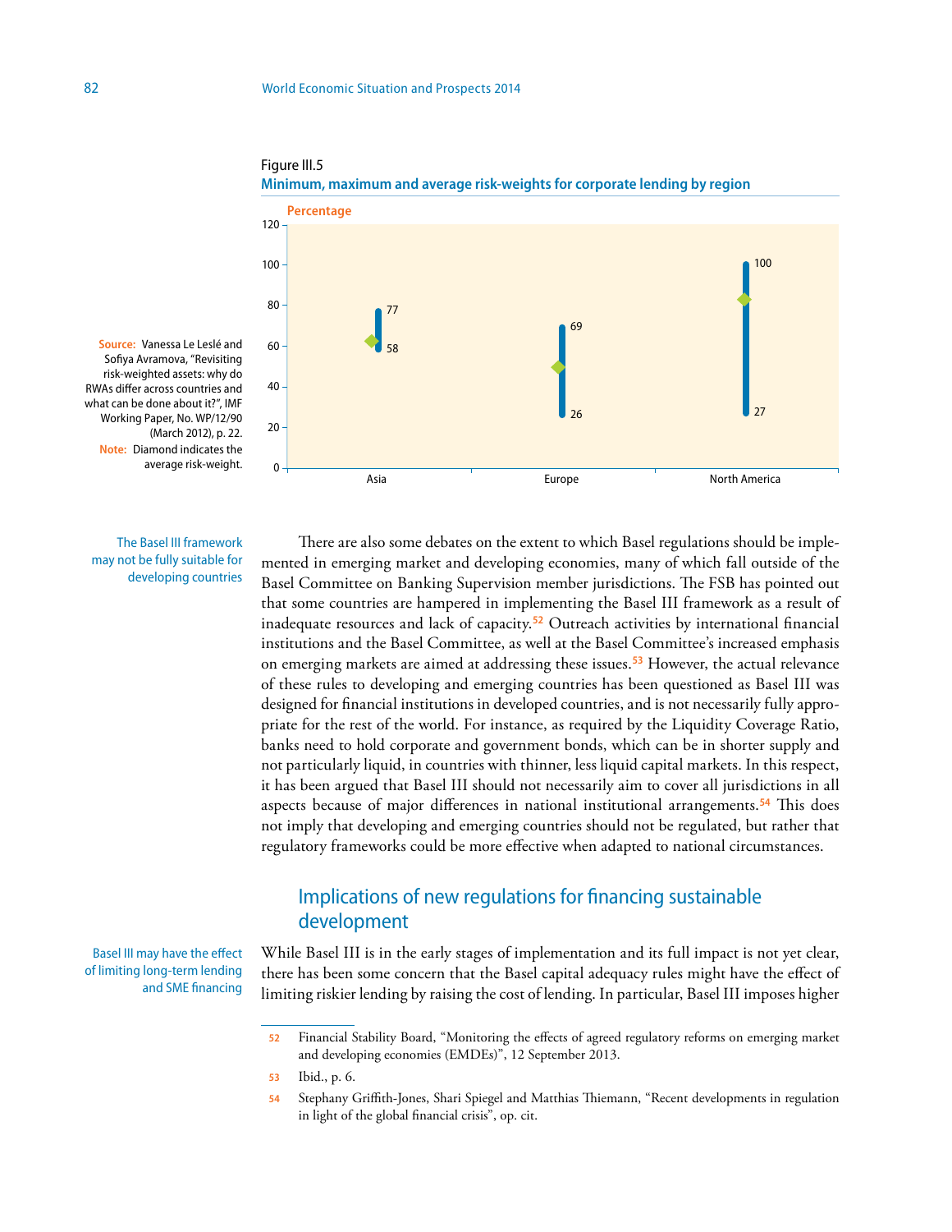Figure III.5

**Minimum, maximum and average risk-weights for corporate lending by region**

Percentage

| Region | Minimum | Maximum |
|---|---|---|
| Asia | 58 | 77 |
| Europe | 26 | 69 |
| North America | 27 | 100 |

**Source:** Vanessa Le Leslé and Sofiya Avramova, "Revisiting risk-weighted assets: why do RWAs differ across countries and what can be done about it?", IMF Working Paper, No. WP/12/90 (March 2012), p. 22.

**Note:** Diamond indicates the average risk-weight.

The Basel III framework may not be fully suitable for developing countries

There are also some debates on the extent to which Basel regulations should be implemented in emerging market and developing economies, many of which fall outside of the Basel Committee on Banking Supervision member jurisdictions. The FSB has pointed out that some countries are hampered in implementing the Basel III framework as a result of inadequate resources and lack of capacity.[52] Outreach activities by international financial institutions and the Basel Committee, as well at the Basel Committee's increased emphasis on emerging markets are aimed at addressing these issues.[53] However, the actual relevance of these rules to developing and emerging countries has been questioned as Basel III was designed for financial institutions in developed countries, and is not necessarily fully appropriate for the rest of the world. For instance, as required by the Liquidity Coverage Ratio, banks need to hold corporate and government bonds, which can be in shorter supply and not particularly liquid, in countries with thinner, less liquid capital markets. In this respect, it has been argued that Basel III should not necessarily aim to cover all jurisdictions in all aspects because of major differences in national institutional arrangements.[54] This does not imply that developing and emerging countries should not be regulated, but rather that regulatory frameworks could be more effective when adapted to national circumstances.

## Implications of new regulations for financing sustainable development

Basel III may have the effect of limiting long-term lending and SME financing

While Basel III is in the early stages of implementation and its full impact is not yet clear, there has been some concern that the Basel capital adequacy rules might have the effect of limiting riskier lending by raising the cost of lending. In particular, Basel III imposes higher

52 Financial Stability Board, "Monitoring the effects of agreed regulatory reforms on emerging market and developing economies (EMDEs)", 12 September 2013.

53 Ibid., p. 6.

54 Stephany Griffith-Jones, Shari Spiegel and Matthias Thiemann, "Recent developments in regulation in light of the global financial crisis", op. cit.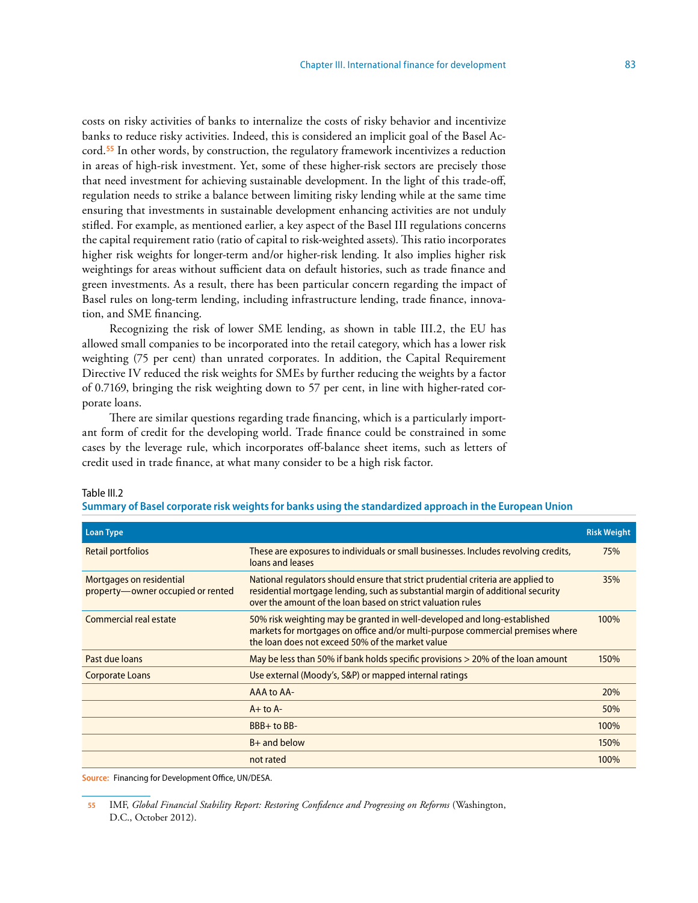costs on risky activities of banks to internalize the costs of risky behavior and incentivize banks to reduce risky activities. Indeed, this is considered an implicit goal of the Basel Accord.[55] In other words, by construction, the regulatory framework incentivizes a reduction in areas of high-risk investment. Yet, some of these higher-risk sectors are precisely those that need investment for achieving sustainable development. In the light of this trade-off, regulation needs to strike a balance between limiting risky lending while at the same time ensuring that investments in sustainable development enhancing activities are not unduly stifled. For example, as mentioned earlier, a key aspect of the Basel III regulations concerns the capital requirement ratio (ratio of capital to risk-weighted assets). This ratio incorporates higher risk weights for longer-term and/or higher-risk lending. It also implies higher risk weightings for areas without sufficient data on default histories, such as trade finance and green investments. As a result, there has been particular concern regarding the impact of Basel rules on long-term lending, including infrastructure lending, trade finance, innovation, and SME financing.

Recognizing the risk of lower SME lending, as shown in table III.2, the EU has allowed small companies to be incorporated into the retail category, which has a lower risk weighting (75 per cent) than unrated corporates. In addition, the Capital Requirement Directive IV reduced the risk weights for SMEs by further reducing the weights by a factor of 0.7169, bringing the risk weighting down to 57 per cent, in line with higher-rated corporate loans.

There are similar questions regarding trade financing, which is a particularly important form of credit for the developing world. Trade finance could be constrained in some cases by the leverage rule, which incorporates off-balance sheet items, such as letters of credit used in trade finance, at what many consider to be a high risk factor.

Table III.2

**Summary of Basel corporate risk weights for banks using the standardized approach in the European Union**

| Loan Type | | Risk Weight |
|---|---|---|
| Retail portfolios | These are exposures to individuals or small businesses. Includes revolving credits, loans and leases | 75% |
| Mortgages on residential property—owner occupied or rented | National regulators should ensure that strict prudential criteria are applied to residential mortgage lending, such as substantial margin of additional security over the amount of the loan based on strict valuation rules | 35% |
| Commercial real estate | 50% risk weighting may be granted in well-developed and long-established markets for mortgages on office and/or multi-purpose commercial premises where the loan does not exceed 50% of the market value | 100% |
| Past due loans | May be less than 50% if bank holds specific provisions > 20% of the loan amount | 150% |
| Corporate Loans | Use external (Moody's, S&P) or mapped internal ratings | |
| | AAA to AA- | 20% |
| | A+ to A- | 50% |
| | BBB+ to BB- | 100% |
| | B+ and below | 150% |
| | not rated | 100% |

**Source:** Financing for Development Office, UN/DESA.

[55] IMF, *Global Financial Stability Report: Restoring Confidence and Progressing on Reforms* (Washington, D.C., October 2012).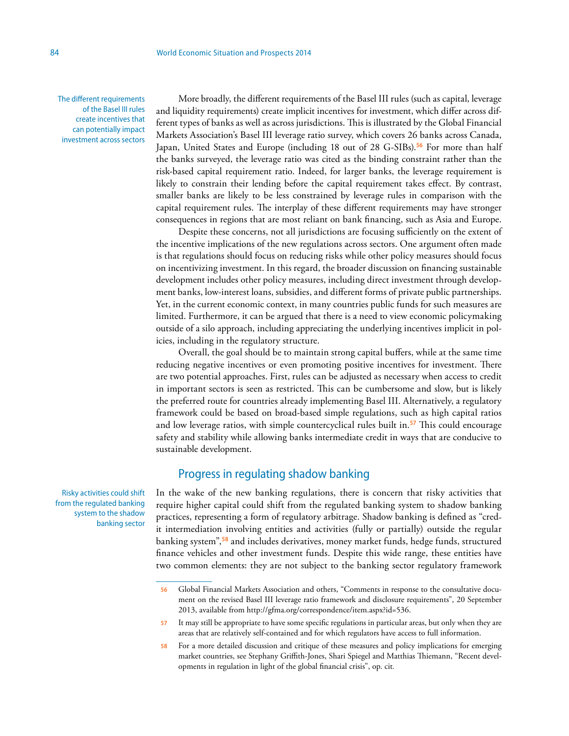The different requirements of the Basel III rules create incentives that can potentially impact investment across sectors

More broadly, the different requirements of the Basel III rules (such as capital, leverage and liquidity requirements) create implicit incentives for investment, which differ across different types of banks as well as across jurisdictions. This is illustrated by the Global Financial Markets Association's Basel III leverage ratio survey, which covers 26 banks across Canada, Japan, United States and Europe (including 18 out of 28 G-SIBs).[56] For more than half the banks surveyed, the leverage ratio was cited as the binding constraint rather than the risk-based capital requirement ratio. Indeed, for larger banks, the leverage requirement is likely to constrain their lending before the capital requirement takes effect. By contrast, smaller banks are likely to be less constrained by leverage rules in comparison with the capital requirement rules. The interplay of these different requirements may have stronger consequences in regions that are most reliant on bank financing, such as Asia and Europe.

Despite these concerns, not all jurisdictions are focusing sufficiently on the extent of the incentive implications of the new regulations across sectors. One argument often made is that regulations should focus on reducing risks while other policy measures should focus on incentivizing investment. In this regard, the broader discussion on financing sustainable development includes other policy measures, including direct investment through development banks, low-interest loans, subsidies, and different forms of private public partnerships. Yet, in the current economic context, in many countries public funds for such measures are limited. Furthermore, it can be argued that there is a need to view economic policymaking outside of a silo approach, including appreciating the underlying incentives implicit in policies, including in the regulatory structure.

Overall, the goal should be to maintain strong capital buffers, while at the same time reducing negative incentives or even promoting positive incentives for investment. There are two potential approaches. First, rules can be adjusted as necessary when access to credit in important sectors is seen as restricted. This can be cumbersome and slow, but is likely the preferred route for countries already implementing Basel III. Alternatively, a regulatory framework could be based on broad-based simple regulations, such as high capital ratios and low leverage ratios, with simple countercyclical rules built in.[57] This could encourage safety and stability while allowing banks intermediate credit in ways that are conducive to sustainable development.

## Progress in regulating shadow banking

Risky activities could shift from the regulated banking system to the shadow banking sector

In the wake of the new banking regulations, there is concern that risky activities that require higher capital could shift from the regulated banking system to shadow banking practices, representing a form of regulatory arbitrage. Shadow banking is defined as "credit intermediation involving entities and activities (fully or partially) outside the regular banking system",[58] and includes derivatives, money market funds, hedge funds, structured finance vehicles and other investment funds. Despite this wide range, these entities have two common elements: they are not subject to the banking sector regulatory framework

---

56 Global Financial Markets Association and others, "Comments in response to the consultative document on the revised Basel III leverage ratio framework and disclosure requirements", 20 September 2013, available from http://gfma.org/correspondence/item.aspx?id=536.

57 It may still be appropriate to have some specific regulations in particular areas, but only when they are areas that are relatively self-contained and for which regulators have access to full information.

58 For a more detailed discussion and critique of these measures and policy implications for emerging market countries, see Stephany Griffith-Jones, Shari Spiegel and Matthias Thiemann, "Recent developments in regulation in light of the global financial crisis", op. cit.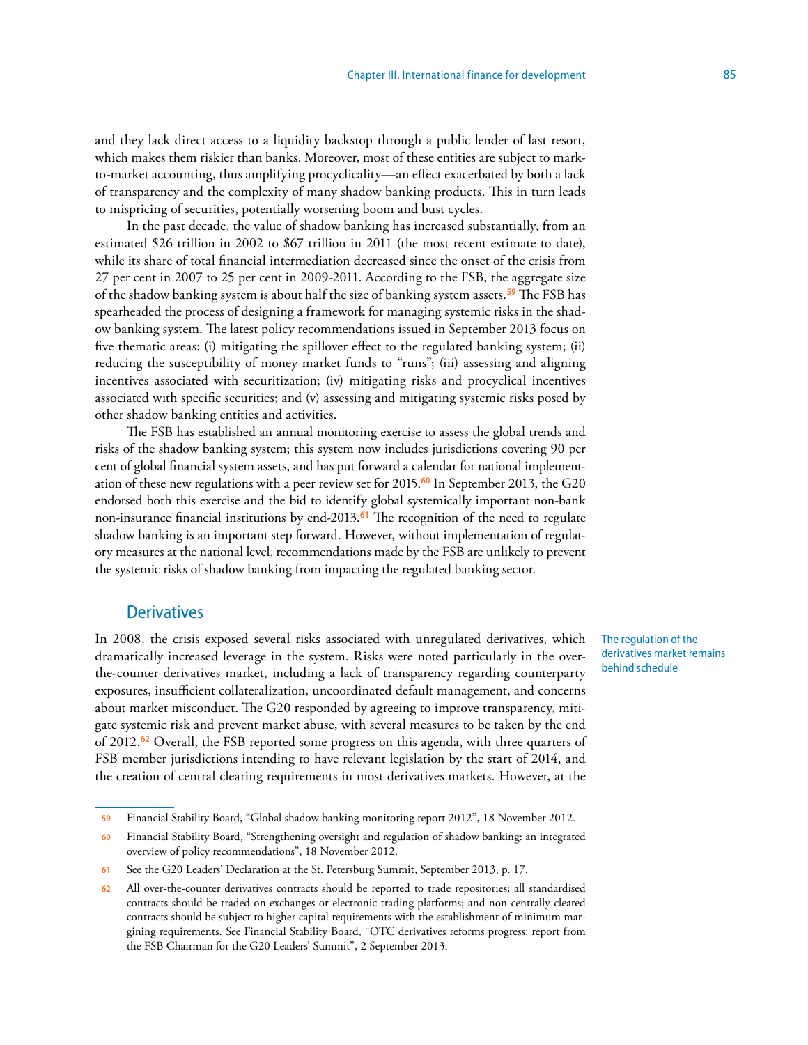and they lack direct access to a liquidity backstop through a public lender of last resort, which makes them riskier than banks. Moreover, most of these entities are subject to mark-to-market accounting, thus amplifying procyclicality—an effect exacerbated by both a lack of transparency and the complexity of many shadow banking products. This in turn leads to mispricing of securities, potentially worsening boom and bust cycles.

In the past decade, the value of shadow banking has increased substantially, from an estimated $26 trillion in 2002 to $67 trillion in 2011 (the most recent estimate to date), while its share of total financial intermediation decreased since the onset of the crisis from 27 per cent in 2007 to 25 per cent in 2009-2011. According to the FSB, the aggregate size of the shadow banking system is about half the size of banking system assets.[59] The FSB has spearheaded the process of designing a framework for managing systemic risks in the shadow banking system. The latest policy recommendations issued in September 2013 focus on five thematic areas: (i) mitigating the spillover effect to the regulated banking system; (ii) reducing the susceptibility of money market funds to "runs"; (iii) assessing and aligning incentives associated with securitization; (iv) mitigating risks and procyclical incentives associated with specific securities; and (v) assessing and mitigating systemic risks posed by other shadow banking entities and activities.

The FSB has established an annual monitoring exercise to assess the global trends and risks of the shadow banking system; this system now includes jurisdictions covering 90 per cent of global financial system assets, and has put forward a calendar for national implementation of these new regulations with a peer review set for 2015.[60] In September 2013, the G20 endorsed both this exercise and the bid to identify global systemically important non-bank non-insurance financial institutions by end-2013.[61] The recognition of the need to regulate shadow banking is an important step forward. However, without implementation of regulatory measures at the national level, recommendations made by the FSB are unlikely to prevent the systemic risks of shadow banking from impacting the regulated banking sector.

## Derivatives

The regulation of the derivatives market remains behind schedule

In 2008, the crisis exposed several risks associated with unregulated derivatives, which dramatically increased leverage in the system. Risks were noted particularly in the over-the-counter derivatives market, including a lack of transparency regarding counterparty exposures, insufficient collateralization, uncoordinated default management, and concerns about market misconduct. The G20 responded by agreeing to improve transparency, mitigate systemic risk and prevent market abuse, with several measures to be taken by the end of 2012.[62] Overall, the FSB reported some progress on this agenda, with three quarters of FSB member jurisdictions intending to have relevant legislation by the start of 2014, and the creation of central clearing requirements in most derivatives markets. However, at the

---

59 Financial Stability Board, "Global shadow banking monitoring report 2012", 18 November 2012.

60 Financial Stability Board, "Strengthening oversight and regulation of shadow banking: an integrated overview of policy recommendations", 18 November 2012.

61 See the G20 Leaders' Declaration at the St. Petersburg Summit, September 2013, p. 17.

62 All over-the-counter derivatives contracts should be reported to trade repositories; all standardised contracts should be traded on exchanges or electronic trading platforms; and non-centrally cleared contracts should be subject to higher capital requirements with the establishment of minimum margining requirements. See Financial Stability Board, "OTC derivatives reforms progress: report from the FSB Chairman for the G20 Leaders' Summit", 2 September 2013.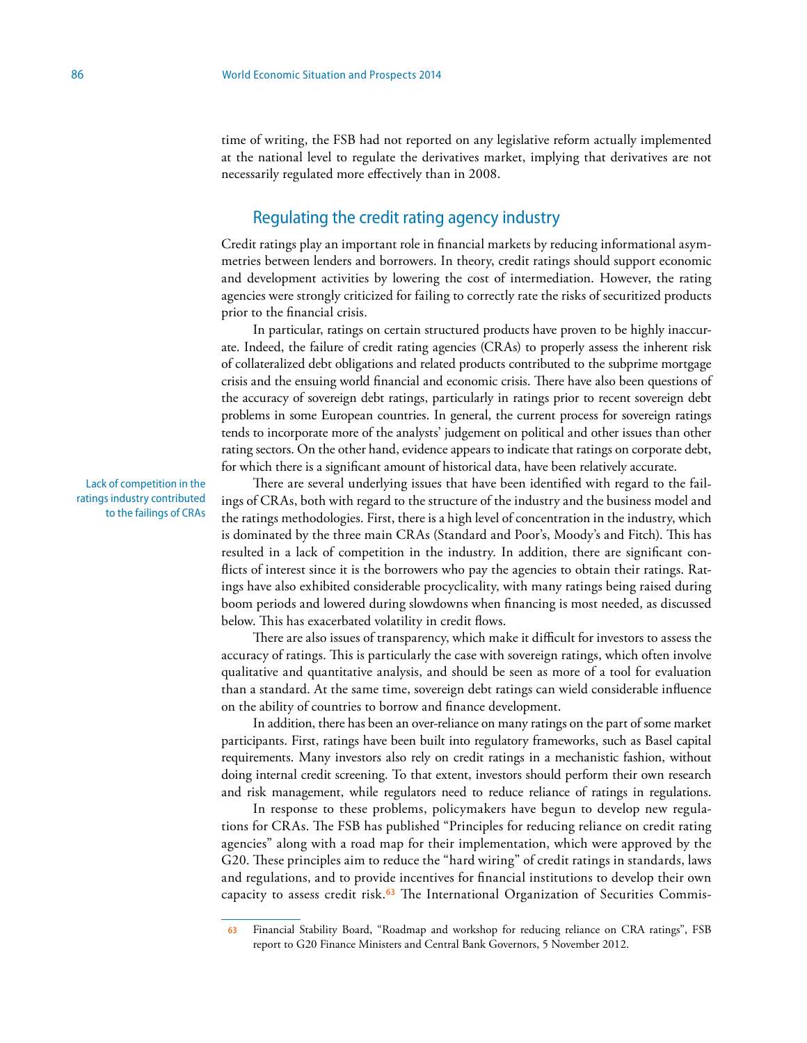time of writing, the FSB had not reported on any legislative reform actually implemented at the national level to regulate the derivatives market, implying that derivatives are not necessarily regulated more effectively than in 2008.

## Regulating the credit rating agency industry

Credit ratings play an important role in financial markets by reducing informational asymmetries between lenders and borrowers. In theory, credit ratings should support economic and development activities by lowering the cost of intermediation. However, the rating agencies were strongly criticized for failing to correctly rate the risks of securitized products prior to the financial crisis.

In particular, ratings on certain structured products have proven to be highly inaccurate. Indeed, the failure of credit rating agencies (CRAs) to properly assess the inherent risk of collateralized debt obligations and related products contributed to the subprime mortgage crisis and the ensuing world financial and economic crisis. There have also been questions of the accuracy of sovereign debt ratings, particularly in ratings prior to recent sovereign debt problems in some European countries. In general, the current process for sovereign ratings tends to incorporate more of the analysts' judgement on political and other issues than other rating sectors. On the other hand, evidence appears to indicate that ratings on corporate debt, for which there is a significant amount of historical data, have been relatively accurate.

*Lack of competition in the ratings industry contributed to the failings of CRAs*

There are several underlying issues that have been identified with regard to the failings of CRAs, both with regard to the structure of the industry and the business model and the ratings methodologies. First, there is a high level of concentration in the industry, which is dominated by the three main CRAs (Standard and Poor's, Moody's and Fitch). This has resulted in a lack of competition in the industry. In addition, there are significant conflicts of interest since it is the borrowers who pay the agencies to obtain their ratings. Ratings have also exhibited considerable procyclicality, with many ratings being raised during boom periods and lowered during slowdowns when financing is most needed, as discussed below. This has exacerbated volatility in credit flows.

There are also issues of transparency, which make it difficult for investors to assess the accuracy of ratings. This is particularly the case with sovereign ratings, which often involve qualitative and quantitative analysis, and should be seen as more of a tool for evaluation than a standard. At the same time, sovereign debt ratings can wield considerable influence on the ability of countries to borrow and finance development.

In addition, there has been an over-reliance on many ratings on the part of some market participants. First, ratings have been built into regulatory frameworks, such as Basel capital requirements. Many investors also rely on credit ratings in a mechanistic fashion, without doing internal credit screening. To that extent, investors should perform their own research and risk management, while regulators need to reduce reliance of ratings in regulations.

In response to these problems, policymakers have begun to develop new regulations for CRAs. The FSB has published "Principles for reducing reliance on credit rating agencies" along with a road map for their implementation, which were approved by the G20. These principles aim to reduce the "hard wiring" of credit ratings in standards, laws and regulations, and to provide incentives for financial institutions to develop their own capacity to assess credit risk.[63] The International Organization of Securities Commis-

---

[63] Financial Stability Board, "Roadmap and workshop for reducing reliance on CRA ratings", FSB report to G20 Finance Ministers and Central Bank Governors, 5 November 2012.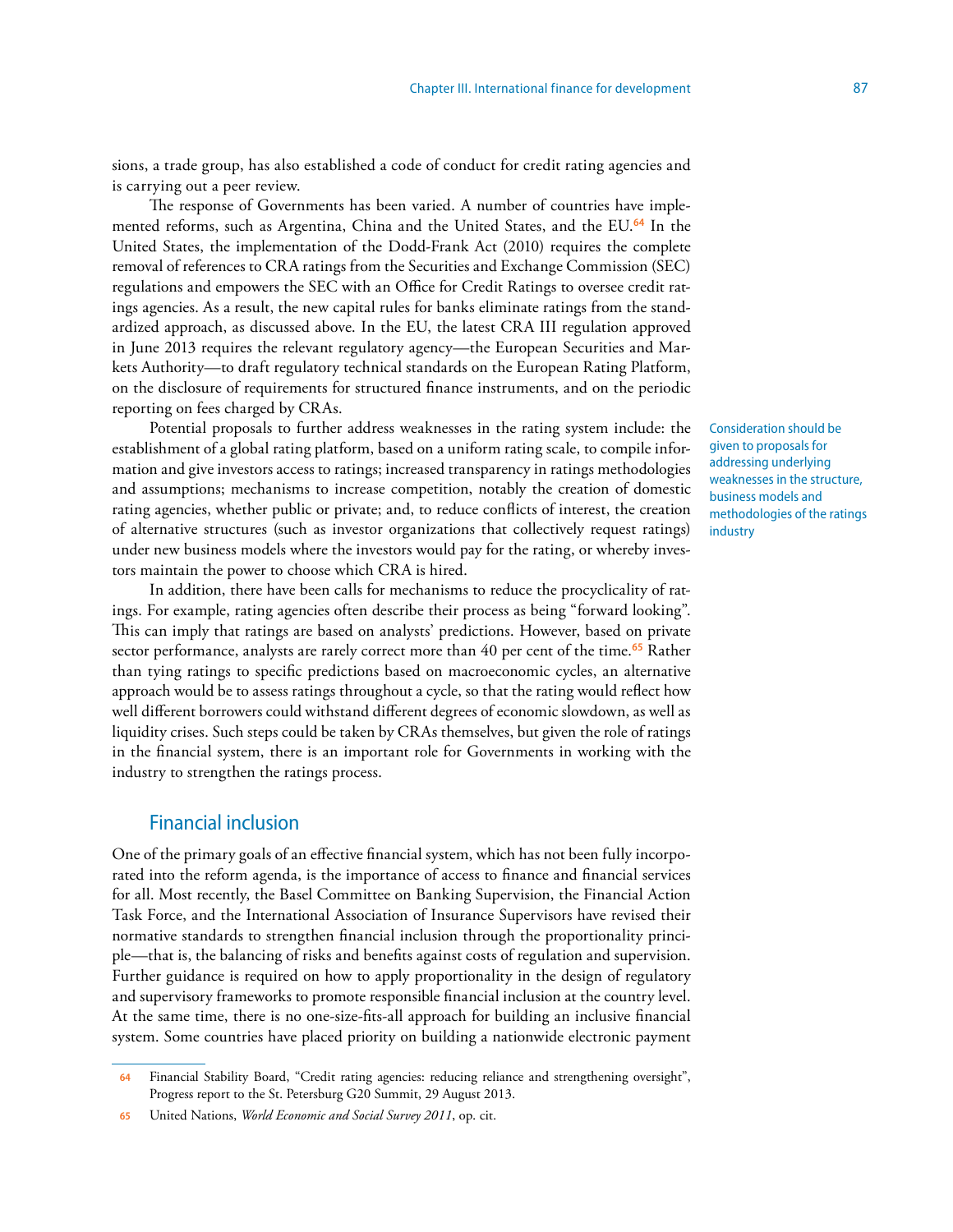sions, a trade group, has also established a code of conduct for credit rating agencies and is carrying out a peer review.

The response of Governments has been varied. A number of countries have implemented reforms, such as Argentina, China and the United States, and the EU.[64] In the United States, the implementation of the Dodd-Frank Act (2010) requires the complete removal of references to CRA ratings from the Securities and Exchange Commission (SEC) regulations and empowers the SEC with an Office for Credit Ratings to oversee credit ratings agencies. As a result, the new capital rules for banks eliminate ratings from the standardized approach, as discussed above. In the EU, the latest CRA III regulation approved in June 2013 requires the relevant regulatory agency—the European Securities and Markets Authority—to draft regulatory technical standards on the European Rating Platform, on the disclosure of requirements for structured finance instruments, and on the periodic reporting on fees charged by CRAs.

Consideration should be given to proposals for addressing underlying weaknesses in the structure, business models and methodologies of the ratings industry

Potential proposals to further address weaknesses in the rating system include: the establishment of a global rating platform, based on a uniform rating scale, to compile information and give investors access to ratings; increased transparency in ratings methodologies and assumptions; mechanisms to increase competition, notably the creation of domestic rating agencies, whether public or private; and, to reduce conflicts of interest, the creation of alternative structures (such as investor organizations that collectively request ratings) under new business models where the investors would pay for the rating, or whereby investors maintain the power to choose which CRA is hired.

In addition, there have been calls for mechanisms to reduce the procyclicality of ratings. For example, rating agencies often describe their process as being "forward looking". This can imply that ratings are based on analysts' predictions. However, based on private sector performance, analysts are rarely correct more than 40 per cent of the time.[65] Rather than tying ratings to specific predictions based on macroeconomic cycles, an alternative approach would be to assess ratings throughout a cycle, so that the rating would reflect how well different borrowers could withstand different degrees of economic slowdown, as well as liquidity crises. Such steps could be taken by CRAs themselves, but given the role of ratings in the financial system, there is an important role for Governments in working with the industry to strengthen the ratings process.

## Financial inclusion

One of the primary goals of an effective financial system, which has not been fully incorporated into the reform agenda, is the importance of access to finance and financial services for all. Most recently, the Basel Committee on Banking Supervision, the Financial Action Task Force, and the International Association of Insurance Supervisors have revised their normative standards to strengthen financial inclusion through the proportionality principle—that is, the balancing of risks and benefits against costs of regulation and supervision. Further guidance is required on how to apply proportionality in the design of regulatory and supervisory frameworks to promote responsible financial inclusion at the country level. At the same time, there is no one-size-fits-all approach for building an inclusive financial system. Some countries have placed priority on building a nationwide electronic payment

---

64 Financial Stability Board, "Credit rating agencies: reducing reliance and strengthening oversight", Progress report to the St. Petersburg G20 Summit, 29 August 2013.

65 United Nations, *World Economic and Social Survey 2011*, op. cit.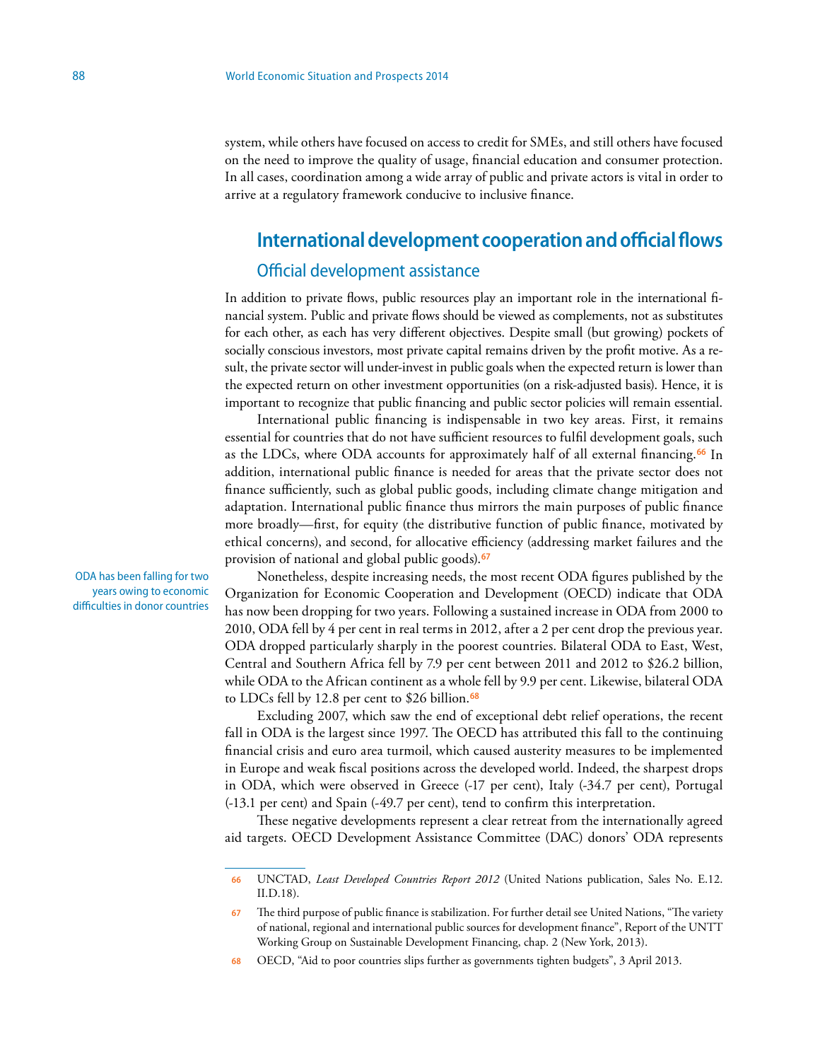system, while others have focused on access to credit for SMEs, and still others have focused on the need to improve the quality of usage, financial education and consumer protection. In all cases, coordination among a wide array of public and private actors is vital in order to arrive at a regulatory framework conducive to inclusive finance.

## International development cooperation and official flows

### Official development assistance

In addition to private flows, public resources play an important role in the international financial system. Public and private flows should be viewed as complements, not as substitutes for each other, as each has very different objectives. Despite small (but growing) pockets of socially conscious investors, most private capital remains driven by the profit motive. As a result, the private sector will under-invest in public goals when the expected return is lower than the expected return on other investment opportunities (on a risk-adjusted basis). Hence, it is important to recognize that public financing and public sector policies will remain essential.

International public financing is indispensable in two key areas. First, it remains essential for countries that do not have sufficient resources to fulfil development goals, such as the LDCs, where ODA accounts for approximately half of all external financing.[66] In addition, international public finance is needed for areas that the private sector does not finance sufficiently, such as global public goods, including climate change mitigation and adaptation. International public finance thus mirrors the main purposes of public finance more broadly—first, for equity (the distributive function of public finance, motivated by ethical concerns), and second, for allocative efficiency (addressing market failures and the provision of national and global public goods).[67]

ODA has been falling for two years owing to economic difficulties in donor countries

Nonetheless, despite increasing needs, the most recent ODA figures published by the Organization for Economic Cooperation and Development (OECD) indicate that ODA has now been dropping for two years. Following a sustained increase in ODA from 2000 to 2010, ODA fell by 4 per cent in real terms in 2012, after a 2 per cent drop the previous year. ODA dropped particularly sharply in the poorest countries. Bilateral ODA to East, West, Central and Southern Africa fell by 7.9 per cent between 2011 and 2012 to $26.2 billion, while ODA to the African continent as a whole fell by 9.9 per cent. Likewise, bilateral ODA to LDCs fell by 12.8 per cent to $26 billion.[68]

Excluding 2007, which saw the end of exceptional debt relief operations, the recent fall in ODA is the largest since 1997. The OECD has attributed this fall to the continuing financial crisis and euro area turmoil, which caused austerity measures to be implemented in Europe and weak fiscal positions across the developed world. Indeed, the sharpest drops in ODA, which were observed in Greece (-17 per cent), Italy (-34.7 per cent), Portugal (-13.1 per cent) and Spain (-49.7 per cent), tend to confirm this interpretation.

These negative developments represent a clear retreat from the internationally agreed aid targets. OECD Development Assistance Committee (DAC) donors' ODA represents

---

66 UNCTAD, *Least Developed Countries Report 2012* (United Nations publication, Sales No. E.12.II.D.18).

67 The third purpose of public finance is stabilization. For further detail see United Nations, "The variety of national, regional and international public sources for development finance", Report of the UNTT Working Group on Sustainable Development Financing, chap. 2 (New York, 2013).

68 OECD, "Aid to poor countries slips further as governments tighten budgets", 3 April 2013.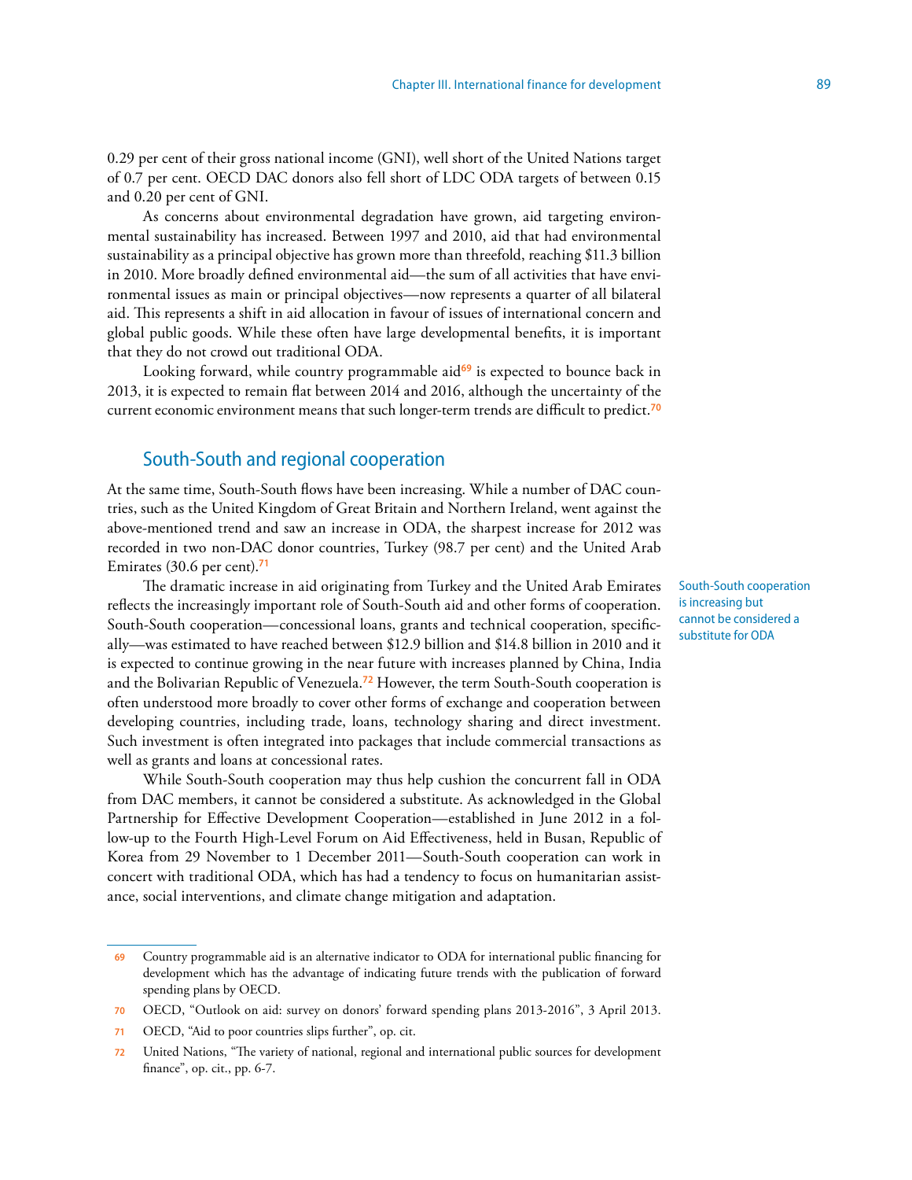0.29 per cent of their gross national income (GNI), well short of the United Nations target of 0.7 per cent. OECD DAC donors also fell short of LDC ODA targets of between 0.15 and 0.20 per cent of GNI.

As concerns about environmental degradation have grown, aid targeting environmental sustainability has increased. Between 1997 and 2010, aid that had environmental sustainability as a principal objective has grown more than threefold, reaching $11.3 billion in 2010. More broadly defined environmental aid—the sum of all activities that have environmental issues as main or principal objectives—now represents a quarter of all bilateral aid. This represents a shift in aid allocation in favour of issues of international concern and global public goods. While these often have large developmental benefits, it is important that they do not crowd out traditional ODA.

Looking forward, while country programmable aid[69] is expected to bounce back in 2013, it is expected to remain flat between 2014 and 2016, although the uncertainty of the current economic environment means that such longer-term trends are difficult to predict.[70]

## South-South and regional cooperation

At the same time, South-South flows have been increasing. While a number of DAC countries, such as the United Kingdom of Great Britain and Northern Ireland, went against the above-mentioned trend and saw an increase in ODA, the sharpest increase for 2012 was recorded in two non-DAC donor countries, Turkey (98.7 per cent) and the United Arab Emirates (30.6 per cent).[71]

*South-South cooperation is increasing but cannot be considered a substitute for ODA*

The dramatic increase in aid originating from Turkey and the United Arab Emirates reflects the increasingly important role of South-South aid and other forms of cooperation. South-South cooperation—concessional loans, grants and technical cooperation, specifically—was estimated to have reached between $12.9 billion and $14.8 billion in 2010 and it is expected to continue growing in the near future with increases planned by China, India and the Bolivarian Republic of Venezuela.[72] However, the term South-South cooperation is often understood more broadly to cover other forms of exchange and cooperation between developing countries, including trade, loans, technology sharing and direct investment. Such investment is often integrated into packages that include commercial transactions as well as grants and loans at concessional rates.

While South-South cooperation may thus help cushion the concurrent fall in ODA from DAC members, it cannot be considered a substitute. As acknowledged in the Global Partnership for Effective Development Cooperation—established in June 2012 in a follow-up to the Fourth High-Level Forum on Aid Effectiveness, held in Busan, Republic of Korea from 29 November to 1 December 2011—South-South cooperation can work in concert with traditional ODA, which has had a tendency to focus on humanitarian assistance, social interventions, and climate change mitigation and adaptation.

---

69 Country programmable aid is an alternative indicator to ODA for international public financing for development which has the advantage of indicating future trends with the publication of forward spending plans by OECD.

70 OECD, "Outlook on aid: survey on donors' forward spending plans 2013-2016", 3 April 2013.

71 OECD, "Aid to poor countries slips further", op. cit.

72 United Nations, "The variety of national, regional and international public sources for development finance", op. cit., pp. 6-7.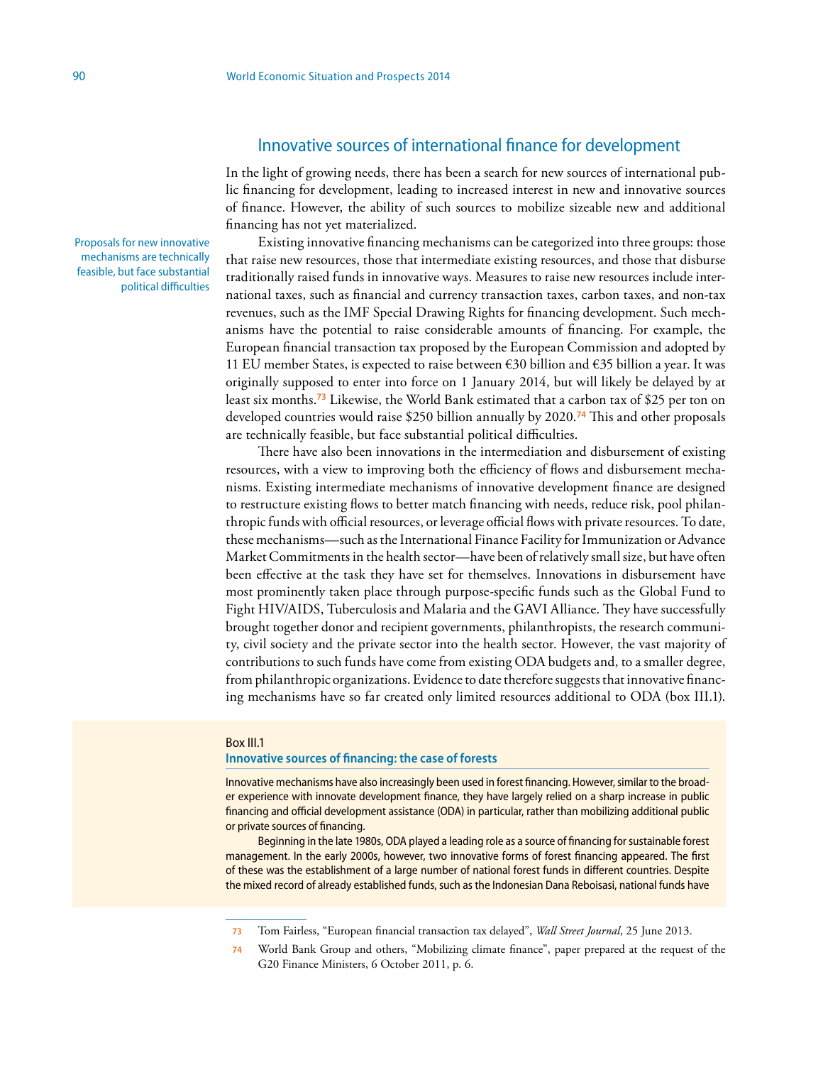## Innovative sources of international finance for development

In the light of growing needs, there has been a search for new sources of international public financing for development, leading to increased interest in new and innovative sources of finance. However, the ability of such sources to mobilize sizeable new and additional financing has not yet materialized.

Proposals for new innovative mechanisms are technically feasible, but face substantial political difficulties

Existing innovative financing mechanisms can be categorized into three groups: those that raise new resources, those that intermediate existing resources, and those that disburse traditionally raised funds in innovative ways. Measures to raise new resources include international taxes, such as financial and currency transaction taxes, carbon taxes, and non-tax revenues, such as the IMF Special Drawing Rights for financing development. Such mechanisms have the potential to raise considerable amounts of financing. For example, the European financial transaction tax proposed by the European Commission and adopted by 11 EU member States, is expected to raise between €30 billion and €35 billion a year. It was originally supposed to enter into force on 1 January 2014, but will likely be delayed by at least six months.[73] Likewise, the World Bank estimated that a carbon tax of $25 per ton on developed countries would raise $250 billion annually by 2020.[74] This and other proposals are technically feasible, but face substantial political difficulties.

There have also been innovations in the intermediation and disbursement of existing resources, with a view to improving both the efficiency of flows and disbursement mechanisms. Existing intermediate mechanisms of innovative development finance are designed to restructure existing flows to better match financing with needs, reduce risk, pool philanthropic funds with official resources, or leverage official flows with private resources. To date, these mechanisms—such as the International Finance Facility for Immunization or Advance Market Commitments in the health sector—have been of relatively small size, but have often been effective at the task they have set for themselves. Innovations in disbursement have most prominently taken place through purpose-specific funds such as the Global Fund to Fight HIV/AIDS, Tuberculosis and Malaria and the GAVI Alliance. They have successfully brought together donor and recipient governments, philanthropists, the research community, civil society and the private sector into the health sector. However, the vast majority of contributions to such funds have come from existing ODA budgets and, to a smaller degree, from philanthropic organizations. Evidence to date therefore suggests that innovative financing mechanisms have so far created only limited resources additional to ODA (box III.1).

Box III.1

**Innovative sources of financing: the case of forests**

Innovative mechanisms have also increasingly been used in forest financing. However, similar to the broader experience with innovate development finance, they have largely relied on a sharp increase in public financing and official development assistance (ODA) in particular, rather than mobilizing additional public or private sources of financing.

Beginning in the late 1980s, ODA played a leading role as a source of financing for sustainable forest management. In the early 2000s, however, two innovative forms of forest financing appeared. The first of these was the establishment of a large number of national forest funds in different countries. Despite the mixed record of already established funds, such as the Indonesian Dana Reboisasi, national funds have

---

73 Tom Fairless, "European financial transaction tax delayed", *Wall Street Journal*, 25 June 2013.

74 World Bank Group and others, "Mobilizing climate finance", paper prepared at the request of the G20 Finance Ministers, 6 October 2011, p. 6.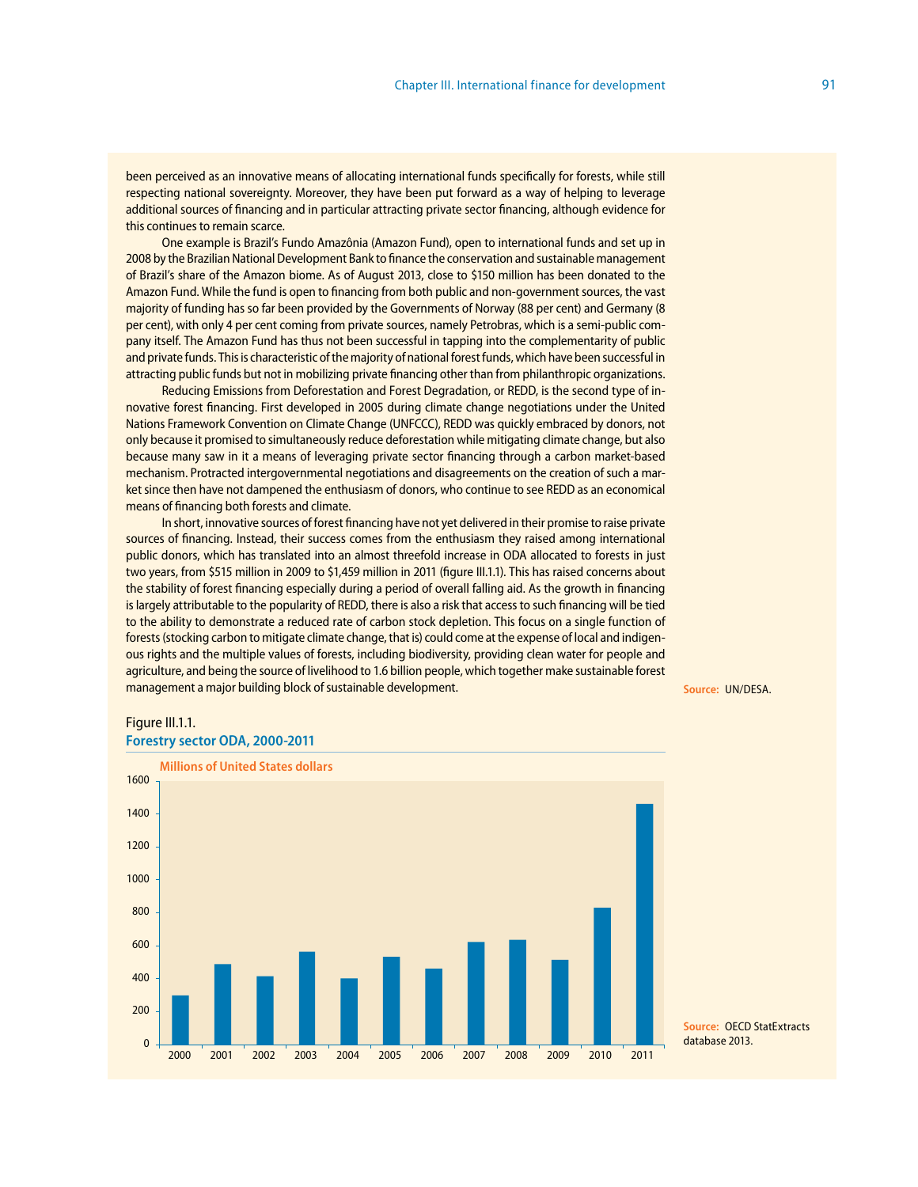been perceived as an innovative means of allocating international funds specifically for forests, while still respecting national sovereignty. Moreover, they have been put forward as a way of helping to leverage additional sources of financing and in particular attracting private sector financing, although evidence for this continues to remain scarce.

One example is Brazil's Fundo Amazônia (Amazon Fund), open to international funds and set up in 2008 by the Brazilian National Development Bank to finance the conservation and sustainable management of Brazil's share of the Amazon biome. As of August 2013, close to $150 million has been donated to the Amazon Fund. While the fund is open to financing from both public and non-government sources, the vast majority of funding has so far been provided by the Governments of Norway (88 per cent) and Germany (8 per cent), with only 4 per cent coming from private sources, namely Petrobras, which is a semi-public company itself. The Amazon Fund has thus not been successful in tapping into the complementarity of public and private funds. This is characteristic of the majority of national forest funds, which have been successful in attracting public funds but not in mobilizing private financing other than from philanthropic organizations.

Reducing Emissions from Deforestation and Forest Degradation, or REDD, is the second type of innovative forest financing. First developed in 2005 during climate change negotiations under the United Nations Framework Convention on Climate Change (UNFCCC), REDD was quickly embraced by donors, not only because it promised to simultaneously reduce deforestation while mitigating climate change, but also because many saw in it a means of leveraging private sector financing through a carbon market-based mechanism. Protracted intergovernmental negotiations and disagreements on the creation of such a market since then have not dampened the enthusiasm of donors, who continue to see REDD as an economical means of financing both forests and climate.

In short, innovative sources of forest financing have not yet delivered in their promise to raise private sources of financing. Instead, their success comes from the enthusiasm they raised among international public donors, which has translated into an almost threefold increase in ODA allocated to forests in just two years, from $515 million in 2009 to $1,459 million in 2011 (figure III.1.1). This has raised concerns about the stability of forest financing especially during a period of overall falling aid. As the growth in financing is largely attributable to the popularity of REDD, there is also a risk that access to such financing will be tied to the ability to demonstrate a reduced rate of carbon stock depletion. This focus on a single function of forests (stocking carbon to mitigate climate change, that is) could come at the expense of local and indigenous rights and the multiple values of forests, including biodiversity, providing clean water for people and agriculture, and being the source of livelihood to 1.6 billion people, which together make sustainable forest management a major building block of sustainable development.

Source: UN/DESA.

Figure III.1.1.
**Forestry sector ODA, 2000-2011**

Millions of United States dollars

Source: OECD StatExtracts database 2013.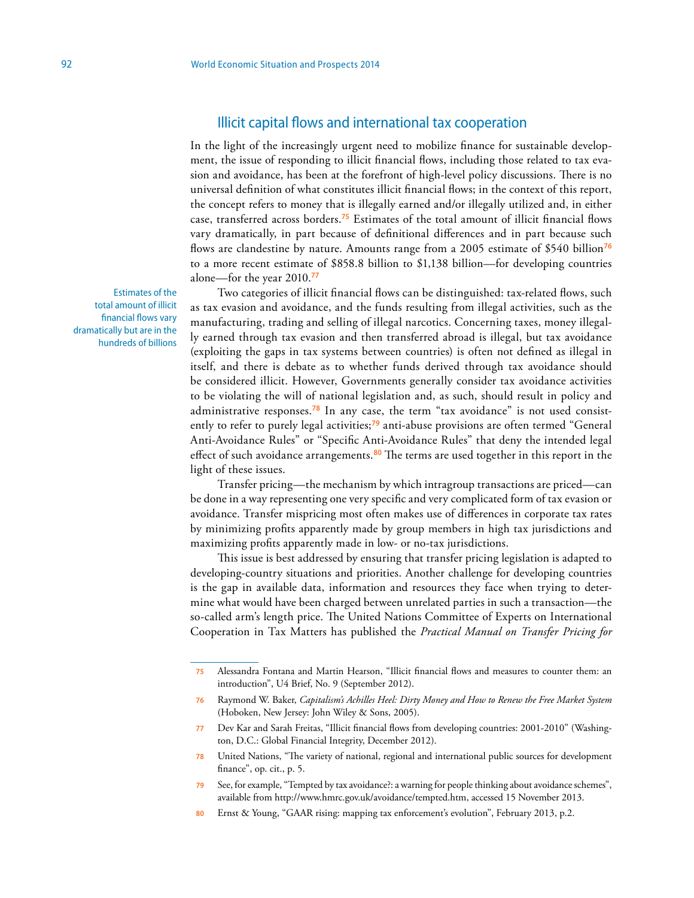## Illicit capital flows and international tax cooperation

In the light of the increasingly urgent need to mobilize finance for sustainable development, the issue of responding to illicit financial flows, including those related to tax evasion and avoidance, has been at the forefront of high-level policy discussions. There is no universal definition of what constitutes illicit financial flows; in the context of this report, the concept refers to money that is illegally earned and/or illegally utilized and, in either case, transferred across borders.[75] Estimates of the total amount of illicit financial flows vary dramatically, in part because of definitional differences and in part because such flows are clandestine by nature. Amounts range from a 2005 estimate of $540 billion[76] to a more recent estimate of $858.8 billion to $1,138 billion—for developing countries alone—for the year 2010.[77]

Estimates of the total amount of illicit financial flows vary dramatically but are in the hundreds of billions

Two categories of illicit financial flows can be distinguished: tax-related flows, such as tax evasion and avoidance, and the funds resulting from illegal activities, such as the manufacturing, trading and selling of illegal narcotics. Concerning taxes, money illegally earned through tax evasion and then transferred abroad is illegal, but tax avoidance (exploiting the gaps in tax systems between countries) is often not defined as illegal in itself, and there is debate as to whether funds derived through tax avoidance should be considered illicit. However, Governments generally consider tax avoidance activities to be violating the will of national legislation and, as such, should result in policy and administrative responses.[78] In any case, the term "tax avoidance" is not used consistently to refer to purely legal activities;[79] anti-abuse provisions are often termed "General Anti-Avoidance Rules" or "Specific Anti-Avoidance Rules" that deny the intended legal effect of such avoidance arrangements.[80] The terms are used together in this report in the light of these issues.

Transfer pricing—the mechanism by which intragroup transactions are priced—can be done in a way representing one very specific and very complicated form of tax evasion or avoidance. Transfer mispricing most often makes use of differences in corporate tax rates by minimizing profits apparently made by group members in high tax jurisdictions and maximizing profits apparently made in low- or no-tax jurisdictions.

This issue is best addressed by ensuring that transfer pricing legislation is adapted to developing-country situations and priorities. Another challenge for developing countries is the gap in available data, information and resources they face when trying to determine what would have been charged between unrelated parties in such a transaction—the so-called arm's length price. The United Nations Committee of Experts on International Cooperation in Tax Matters has published the *Practical Manual on Transfer Pricing for*

---

75 Alessandra Fontana and Martin Hearson, "Illicit financial flows and measures to counter them: an introduction", U4 Brief, No. 9 (September 2012).

76 Raymond W. Baker, *Capitalism's Achilles Heel: Dirty Money and How to Renew the Free Market System* (Hoboken, New Jersey: John Wiley & Sons, 2005).

77 Dev Kar and Sarah Freitas, "Illicit financial flows from developing countries: 2001-2010" (Washington, D.C.: Global Financial Integrity, December 2012).

78 United Nations, "The variety of national, regional and international public sources for development finance", op. cit., p. 5.

79 See, for example, "Tempted by tax avoidance?: a warning for people thinking about avoidance schemes", available from http://www.hmrc.gov.uk/avoidance/tempted.htm, accessed 15 November 2013.

80 Ernst & Young, "GAAR rising: mapping tax enforcement's evolution", February 2013, p.2.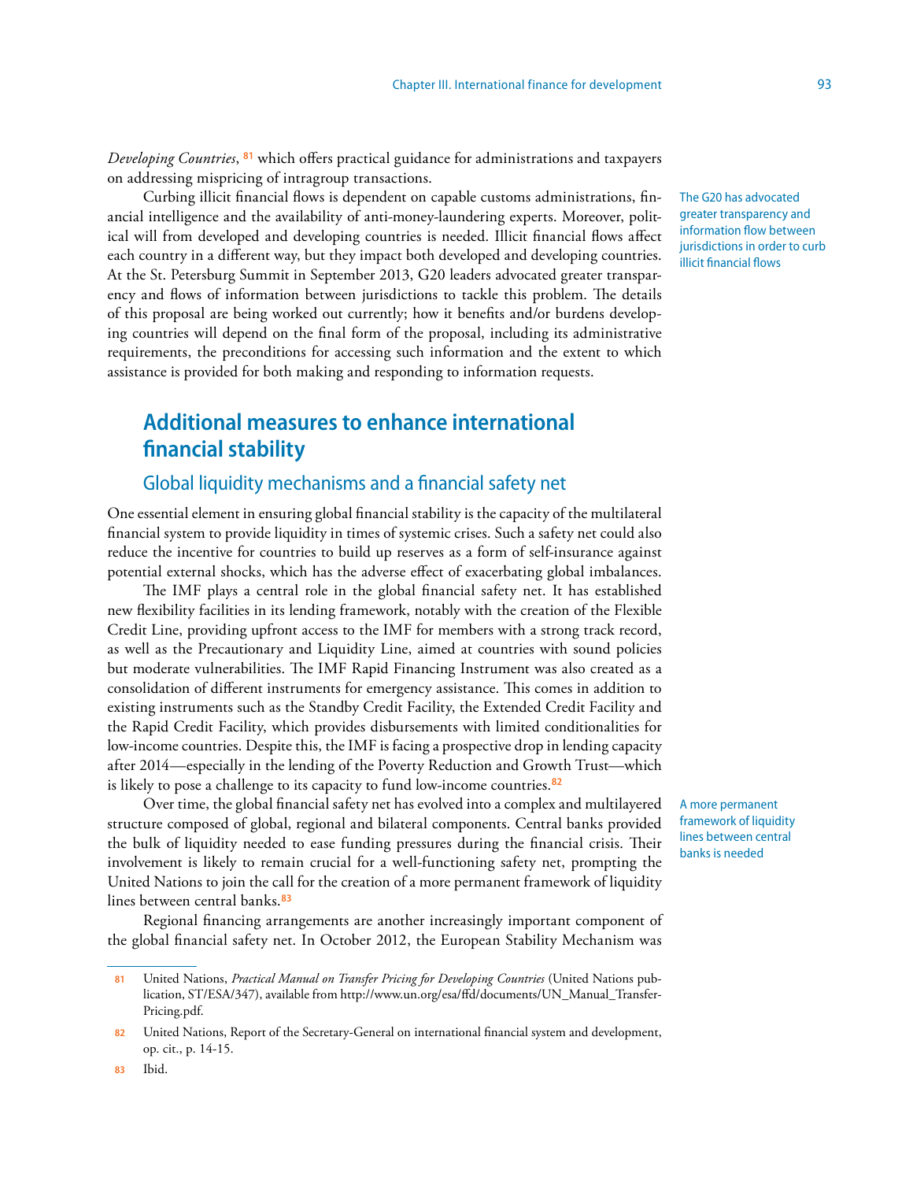*Developing Countries*, [81] which offers practical guidance for administrations and taxpayers on addressing mispricing of intragroup transactions.

Curbing illicit financial flows is dependent on capable customs administrations, financial intelligence and the availability of anti-money-laundering experts. Moreover, political will from developed and developing countries is needed. Illicit financial flows affect each country in a different way, but they impact both developed and developing countries. At the St. Petersburg Summit in September 2013, G20 leaders advocated greater transparency and flows of information between jurisdictions to tackle this problem. The details of this proposal are being worked out currently; how it benefits and/or burdens developing countries will depend on the final form of the proposal, including its administrative requirements, the preconditions for accessing such information and the extent to which assistance is provided for both making and responding to information requests.

The G20 has advocated greater transparency and information flow between jurisdictions in order to curb illicit financial flows

## Additional measures to enhance international financial stability

### Global liquidity mechanisms and a financial safety net

One essential element in ensuring global financial stability is the capacity of the multilateral financial system to provide liquidity in times of systemic crises. Such a safety net could also reduce the incentive for countries to build up reserves as a form of self-insurance against potential external shocks, which has the adverse effect of exacerbating global imbalances.

The IMF plays a central role in the global financial safety net. It has established new flexibility facilities in its lending framework, notably with the creation of the Flexible Credit Line, providing upfront access to the IMF for members with a strong track record, as well as the Precautionary and Liquidity Line, aimed at countries with sound policies but moderate vulnerabilities. The IMF Rapid Financing Instrument was also created as a consolidation of different instruments for emergency assistance. This comes in addition to existing instruments such as the Standby Credit Facility, the Extended Credit Facility and the Rapid Credit Facility, which provides disbursements with limited conditionalities for low-income countries. Despite this, the IMF is facing a prospective drop in lending capacity after 2014—especially in the lending of the Poverty Reduction and Growth Trust—which is likely to pose a challenge to its capacity to fund low-income countries.[82]

Over time, the global financial safety net has evolved into a complex and multilayered structure composed of global, regional and bilateral components. Central banks provided the bulk of liquidity needed to ease funding pressures during the financial crisis. Their involvement is likely to remain crucial for a well-functioning safety net, prompting the United Nations to join the call for the creation of a more permanent framework of liquidity lines between central banks.[83]

A more permanent framework of liquidity lines between central banks is needed

Regional financing arrangements are another increasingly important component of the global financial safety net. In October 2012, the European Stability Mechanism was

---

81 United Nations, *Practical Manual on Transfer Pricing for Developing Countries* (United Nations publication, ST/ESA/347), available from http://www.un.org/esa/ffd/documents/UN_Manual_TransferPricing.pdf.

82 United Nations, Report of the Secretary-General on international financial system and development, op. cit., p. 14-15.

83 Ibid.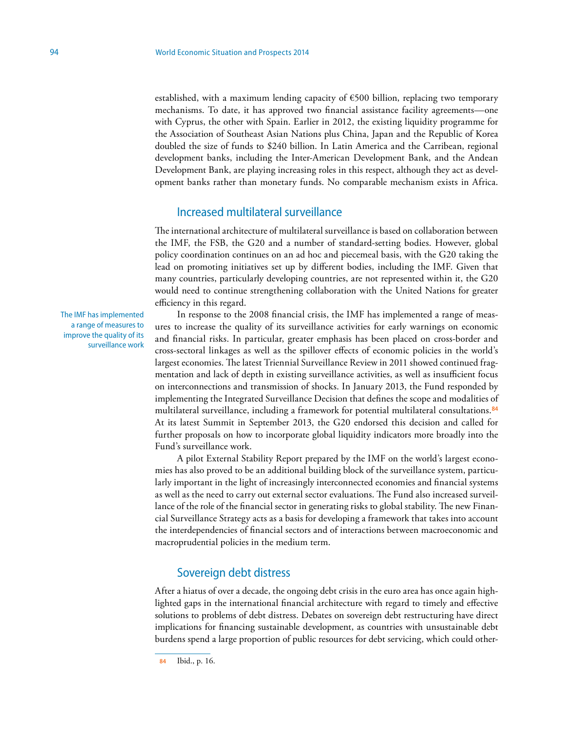established, with a maximum lending capacity of €500 billion, replacing two temporary mechanisms. To date, it has approved two financial assistance facility agreements—one with Cyprus, the other with Spain. Earlier in 2012, the existing liquidity programme for the Association of Southeast Asian Nations plus China, Japan and the Republic of Korea doubled the size of funds to $240 billion. In Latin America and the Carribean, regional development banks, including the Inter-American Development Bank, and the Andean Development Bank, are playing increasing roles in this respect, although they act as development banks rather than monetary funds. No comparable mechanism exists in Africa.

## Increased multilateral surveillance

The international architecture of multilateral surveillance is based on collaboration between the IMF, the FSB, the G20 and a number of standard-setting bodies. However, global policy coordination continues on an ad hoc and piecemeal basis, with the G20 taking the lead on promoting initiatives set up by different bodies, including the IMF. Given that many countries, particularly developing countries, are not represented within it, the G20 would need to continue strengthening collaboration with the United Nations for greater efficiency in this regard.

The IMF has implemented a range of measures to improve the quality of its surveillance work

In response to the 2008 financial crisis, the IMF has implemented a range of measures to increase the quality of its surveillance activities for early warnings on economic and financial risks. In particular, greater emphasis has been placed on cross-border and cross-sectoral linkages as well as the spillover effects of economic policies in the world's largest economies. The latest Triennial Surveillance Review in 2011 showed continued fragmentation and lack of depth in existing surveillance activities, as well as insufficient focus on interconnections and transmission of shocks. In January 2013, the Fund responded by implementing the Integrated Surveillance Decision that defines the scope and modalities of multilateral surveillance, including a framework for potential multilateral consultations.[84] At its latest Summit in September 2013, the G20 endorsed this decision and called for further proposals on how to incorporate global liquidity indicators more broadly into the Fund's surveillance work.

A pilot External Stability Report prepared by the IMF on the world's largest economies has also proved to be an additional building block of the surveillance system, particularly important in the light of increasingly interconnected economies and financial systems as well as the need to carry out external sector evaluations. The Fund also increased surveillance of the role of the financial sector in generating risks to global stability. The new Financial Surveillance Strategy acts as a basis for developing a framework that takes into account the interdependencies of financial sectors and of interactions between macroeconomic and macroprudential policies in the medium term.

## Sovereign debt distress

After a hiatus of over a decade, the ongoing debt crisis in the euro area has once again highlighted gaps in the international financial architecture with regard to timely and effective solutions to problems of debt distress. Debates on sovereign debt restructuring have direct implications for financing sustainable development, as countries with unsustainable debt burdens spend a large proportion of public resources for debt servicing, which could other-

[84] Ibid., p. 16.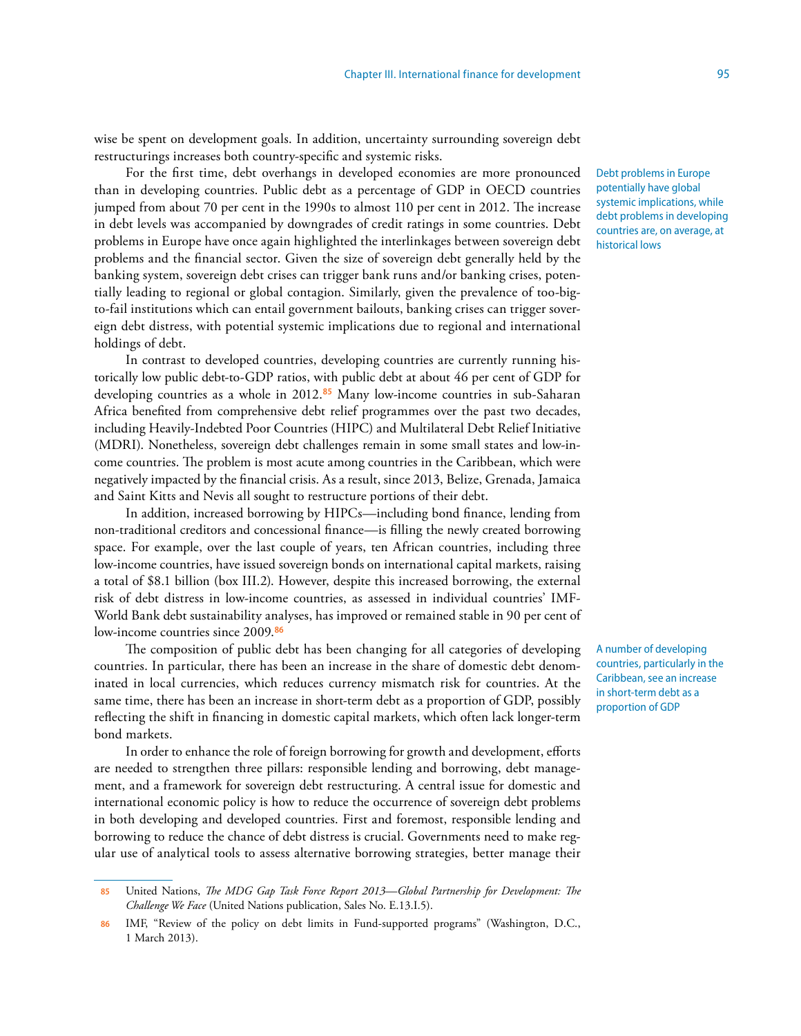wise be spent on development goals. In addition, uncertainty surrounding sovereign debt restructurings increases both country-specific and systemic risks.

Debt problems in Europe potentially have global systemic implications, while debt problems in developing countries are, on average, at historical lows

For the first time, debt overhangs in developed economies are more pronounced than in developing countries. Public debt as a percentage of GDP in OECD countries jumped from about 70 per cent in the 1990s to almost 110 per cent in 2012. The increase in debt levels was accompanied by downgrades of credit ratings in some countries. Debt problems in Europe have once again highlighted the interlinkages between sovereign debt problems and the financial sector. Given the size of sovereign debt generally held by the banking system, sovereign debt crises can trigger bank runs and/or banking crises, potentially leading to regional or global contagion. Similarly, given the prevalence of too-big-to-fail institutions which can entail government bailouts, banking crises can trigger sovereign debt distress, with potential systemic implications due to regional and international holdings of debt.

In contrast to developed countries, developing countries are currently running historically low public debt-to-GDP ratios, with public debt at about 46 per cent of GDP for developing countries as a whole in 2012.[85] Many low-income countries in sub-Saharan Africa benefited from comprehensive debt relief programmes over the past two decades, including Heavily-Indebted Poor Countries (HIPC) and Multilateral Debt Relief Initiative (MDRI). Nonetheless, sovereign debt challenges remain in some small states and low-income countries. The problem is most acute among countries in the Caribbean, which were negatively impacted by the financial crisis. As a result, since 2013, Belize, Grenada, Jamaica and Saint Kitts and Nevis all sought to restructure portions of their debt.

In addition, increased borrowing by HIPCs—including bond finance, lending from non-traditional creditors and concessional finance—is filling the newly created borrowing space. For example, over the last couple of years, ten African countries, including three low-income countries, have issued sovereign bonds on international capital markets, raising a total of $8.1 billion (box III.2). However, despite this increased borrowing, the external risk of debt distress in low-income countries, as assessed in individual countries' IMF-World Bank debt sustainability analyses, has improved or remained stable in 90 per cent of low-income countries since 2009.[86]

A number of developing countries, particularly in the Caribbean, see an increase in short-term debt as a proportion of GDP

The composition of public debt has been changing for all categories of developing countries. In particular, there has been an increase in the share of domestic debt denominated in local currencies, which reduces currency mismatch risk for countries. At the same time, there has been an increase in short-term debt as a proportion of GDP, possibly reflecting the shift in financing in domestic capital markets, which often lack longer-term bond markets.

In order to enhance the role of foreign borrowing for growth and development, efforts are needed to strengthen three pillars: responsible lending and borrowing, debt management, and a framework for sovereign debt restructuring. A central issue for domestic and international economic policy is how to reduce the occurrence of sovereign debt problems in both developing and developed countries. First and foremost, responsible lending and borrowing to reduce the chance of debt distress is crucial. Governments need to make regular use of analytical tools to assess alternative borrowing strategies, better manage their

---

85 United Nations, *The MDG Gap Task Force Report 2013—Global Partnership for Development: The Challenge We Face* (United Nations publication, Sales No. E.13.I.5).

86 IMF, "Review of the policy on debt limits in Fund-supported programs" (Washington, D.C., 1 March 2013).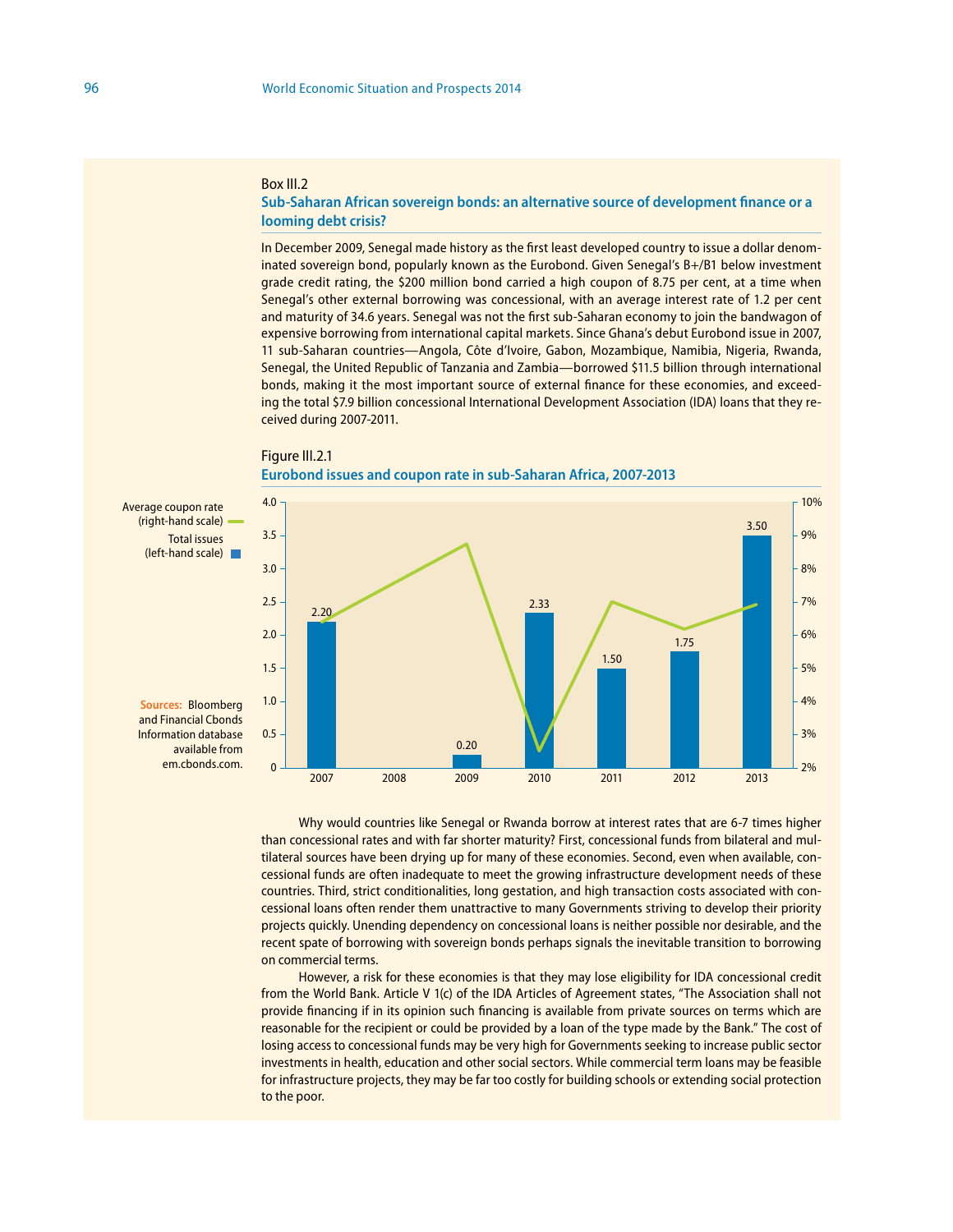Box III.2

## Sub-Saharan African sovereign bonds: an alternative source of development finance or a looming debt crisis?

In December 2009, Senegal made history as the first least developed country to issue a dollar denominated sovereign bond, popularly known as the Eurobond. Given Senegal's B+/B1 below investment grade credit rating, the $200 million bond carried a high coupon of 8.75 per cent, at a time when Senegal's other external borrowing was concessional, with an average interest rate of 1.2 per cent and maturity of 34.6 years. Senegal was not the first sub-Saharan economy to join the bandwagon of expensive borrowing from international capital markets. Since Ghana's debut Eurobond issue in 2007, 11 sub-Saharan countries—Angola, Côte d'Ivoire, Gabon, Mozambique, Namibia, Nigeria, Rwanda, Senegal, the United Republic of Tanzania and Zambia—borrowed $11.5 billion through international bonds, making it the most important source of external finance for these economies, and exceeding the total $7.9 billion concessional International Development Association (IDA) loans that they received during 2007-2011.

Figure III.2.1

**Eurobond issues and coupon rate in sub-Saharan Africa, 2007-2013**

| Year | Total issues (left-hand scale) |
|---|---|
| 2007 | 2.20 |
| 2008 | |
| 2009 | 0.20 |
| 2010 | 2.33 |
| 2011 | 1.50 |
| 2012 | 1.75 |
| 2013 | 3.50 |

Average coupon rate (right-hand scale)

Total issues (left-hand scale)

**Sources:** Bloomberg and Financial Cbonds Information database available from em.cbonds.com.

Why would countries like Senegal or Rwanda borrow at interest rates that are 6-7 times higher than concessional rates and with far shorter maturity? First, concessional funds from bilateral and multilateral sources have been drying up for many of these economies. Second, even when available, concessional funds are often inadequate to meet the growing infrastructure development needs of these countries. Third, strict conditionalities, long gestation, and high transaction costs associated with concessional loans often render them unattractive to many Governments striving to develop their priority projects quickly. Unending dependency on concessional loans is neither possible nor desirable, and the recent spate of borrowing with sovereign bonds perhaps signals the inevitable transition to borrowing on commercial terms.

However, a risk for these economies is that they may lose eligibility for IDA concessional credit from the World Bank. Article V 1(c) of the IDA Articles of Agreement states, "The Association shall not provide financing if in its opinion such financing is available from private sources on terms which are reasonable for the recipient or could be provided by a loan of the type made by the Bank." The cost of losing access to concessional funds may be very high for Governments seeking to increase public sector investments in health, education and other social sectors. While commercial term loans may be feasible for infrastructure projects, they may be far too costly for building schools or extending social protection to the poor.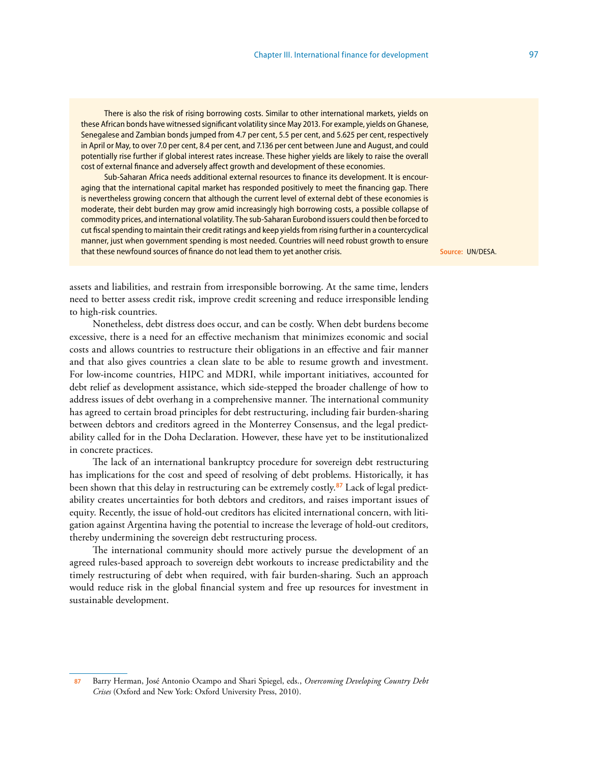There is also the risk of rising borrowing costs. Similar to other international markets, yields on these African bonds have witnessed significant volatility since May 2013. For example, yields on Ghanese, Senegalese and Zambian bonds jumped from 4.7 per cent, 5.5 per cent, and 5.625 per cent, respectively in April or May, to over 7.0 per cent, 8.4 per cent, and 7.136 per cent between June and August, and could potentially rise further if global interest rates increase. These higher yields are likely to raise the overall cost of external finance and adversely affect growth and development of these economies.

Sub-Saharan Africa needs additional external resources to finance its development. It is encouraging that the international capital market has responded positively to meet the financing gap. There is nevertheless growing concern that although the current level of external debt of these economies is moderate, their debt burden may grow amid increasingly high borrowing costs, a possible collapse of commodity prices, and international volatility. The sub-Saharan Eurobond issuers could then be forced to cut fiscal spending to maintain their credit ratings and keep yields from rising further in a countercyclical manner, just when government spending is most needed. Countries will need robust growth to ensure that these newfound sources of finance do not lead them to yet another crisis.

**Source:** UN/DESA.

assets and liabilities, and restrain from irresponsible borrowing. At the same time, lenders need to better assess credit risk, improve credit screening and reduce irresponsible lending to high-risk countries.

Nonetheless, debt distress does occur, and can be costly. When debt burdens become excessive, there is a need for an effective mechanism that minimizes economic and social costs and allows countries to restructure their obligations in an effective and fair manner and that also gives countries a clean slate to be able to resume growth and investment. For low-income countries, HIPC and MDRI, while important initiatives, accounted for debt relief as development assistance, which side-stepped the broader challenge of how to address issues of debt overhang in a comprehensive manner. The international community has agreed to certain broad principles for debt restructuring, including fair burden-sharing between debtors and creditors agreed in the Monterrey Consensus, and the legal predictability called for in the Doha Declaration. However, these have yet to be institutionalized in concrete practices.

The lack of an international bankruptcy procedure for sovereign debt restructuring has implications for the cost and speed of resolving of debt problems. Historically, it has been shown that this delay in restructuring can be extremely costly.[87] Lack of legal predictability creates uncertainties for both debtors and creditors, and raises important issues of equity. Recently, the issue of hold-out creditors has elicited international concern, with litigation against Argentina having the potential to increase the leverage of hold-out creditors, thereby undermining the sovereign debt restructuring process.

The international community should more actively pursue the development of an agreed rules-based approach to sovereign debt workouts to increase predictability and the timely restructuring of debt when required, with fair burden-sharing. Such an approach would reduce risk in the global financial system and free up resources for investment in sustainable development.

---

87 Barry Herman, José Antonio Ocampo and Shari Spiegel, eds., *Overcoming Developing Country Debt Crises* (Oxford and New York: Oxford University Press, 2010).